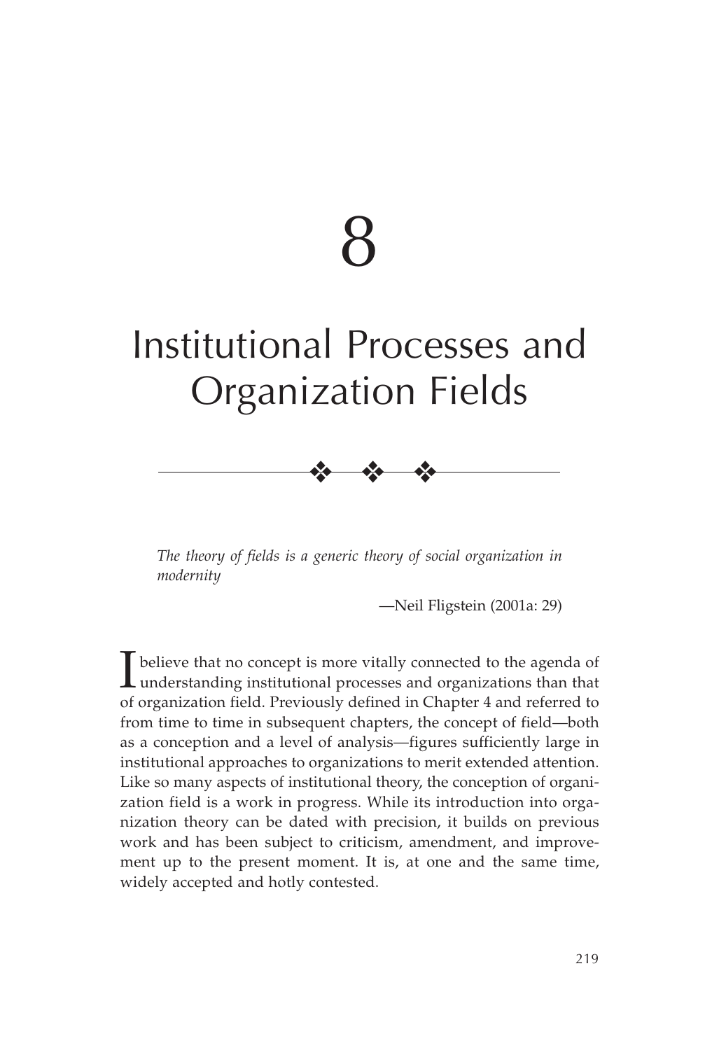# 8

# Institutional Processes and Organization Fields

*The theory of fields is a generic theory of social organization in modernity*

—Neil Fligstein (2001a: 29)

I believe that no concept is more vitally connected to the agenda of understanding institutional processes and organizations than that of organization field. Previously defined in Chapter 4 and referred to from time to time in subsequent chapters, the concept of field—both as a conception and a level of analysis—figures sufficiently large in institutional approaches to organizations to merit extended attention. Like so many aspects of institutional theory, the conception of organization field is a work in progress. While its introduction into organization theory can be dated with precision, it builds on previous work and has been subject to criticism, amendment, and improvement up to the present moment. It is, at one and the same time, widely accepted and hotly contested.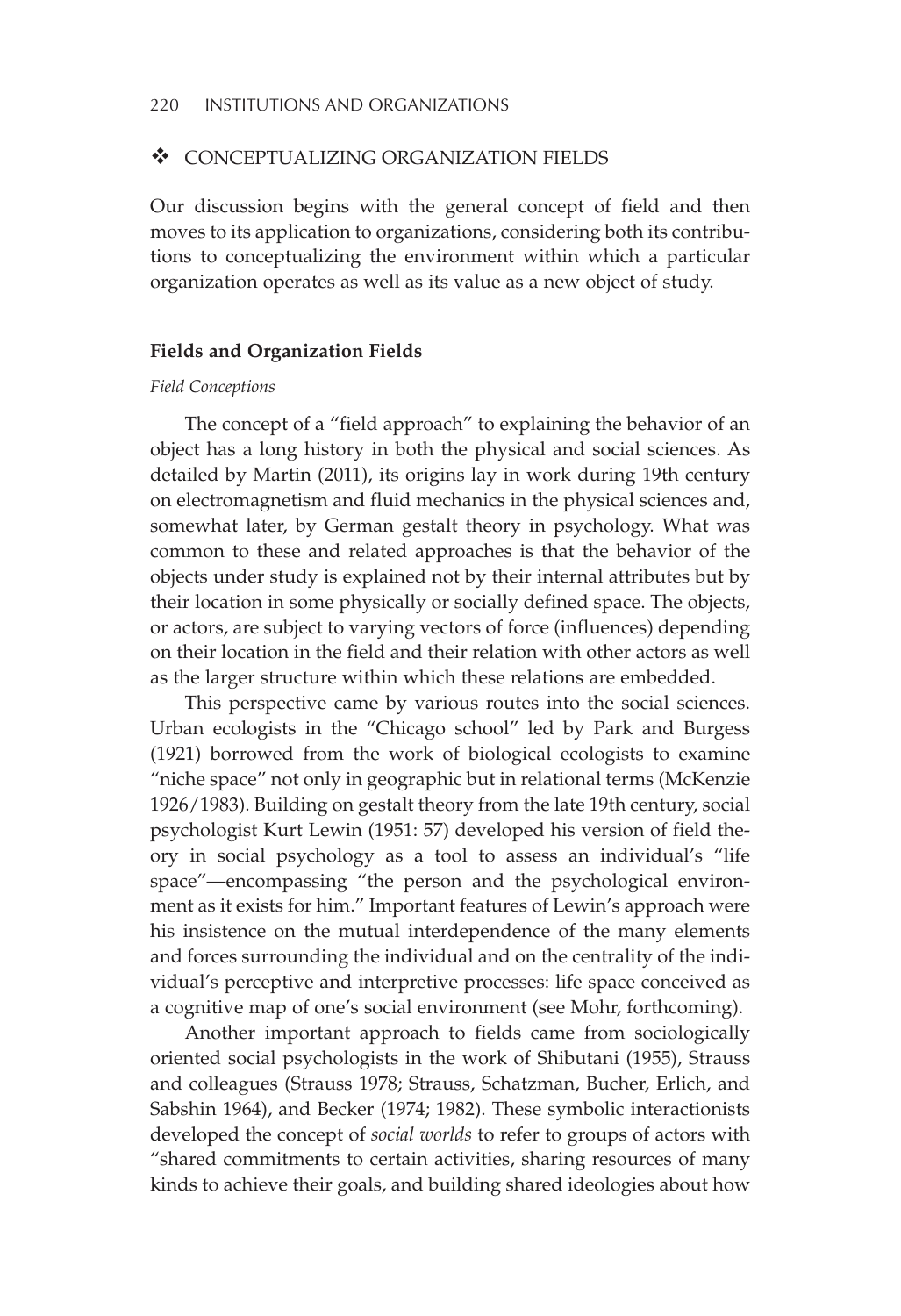## ❖ CONCEPTUALIZING ORGANIZATION FIELDS

Our discussion begins with the general concept of field and then moves to its application to organizations, considering both its contributions to conceptualizing the environment within which a particular organization operates as well as its value as a new object of study.

### Fields and Organization Fields

*Field Conceptions*

The concept of a "field approach" to explaining the behavior of an object has a long history in both the physical and social sciences. As detailed by Martin (2011), its origins lay in work during 19th century on electromagnetism and fluid mechanics in the physical sciences and, somewhat later, by German gestalt theory in psychology. What was common to these and related approaches is that the behavior of the objects under study is explained not by their internal attributes but by their location in some physically or socially defined space. The objects, or actors, are subject to varying vectors of force (influences) depending on their location in the field and their relation with other actors as well as the larger structure within which these relations are embedded.

This perspective came by various routes into the social sciences. Urban ecologists in the "Chicago school" led by Park and Burgess (1921) borrowed from the work of biological ecologists to examine "niche space" not only in geographic but in relational terms (McKenzie 1926/1983). Building on gestalt theory from the late 19th century, social psychologist Kurt Lewin (1951: 57) developed his version of field theory in social psychology as a tool to assess an individual's "life space"—encompassing "the person and the psychological environment as it exists for him." Important features of Lewin's approach were his insistence on the mutual interdependence of the many elements and forces surrounding the individual and on the centrality of the individual's perceptive and interpretive processes: life space conceived as a cognitive map of one's social environment (see Mohr, forthcoming).

Another important approach to fields came from sociologically oriented social psychologists in the work of Shibutani (1955), Strauss and colleagues (Strauss 1978; Strauss, Schatzman, Bucher, Erlich, and Sabshin 1964), and Becker (1974; 1982). These symbolic interactionists developed the concept of *social worlds* to refer to groups of actors with "shared commitments to certain activities, sharing resources of many kinds to achieve their goals, and building shared ideologies about how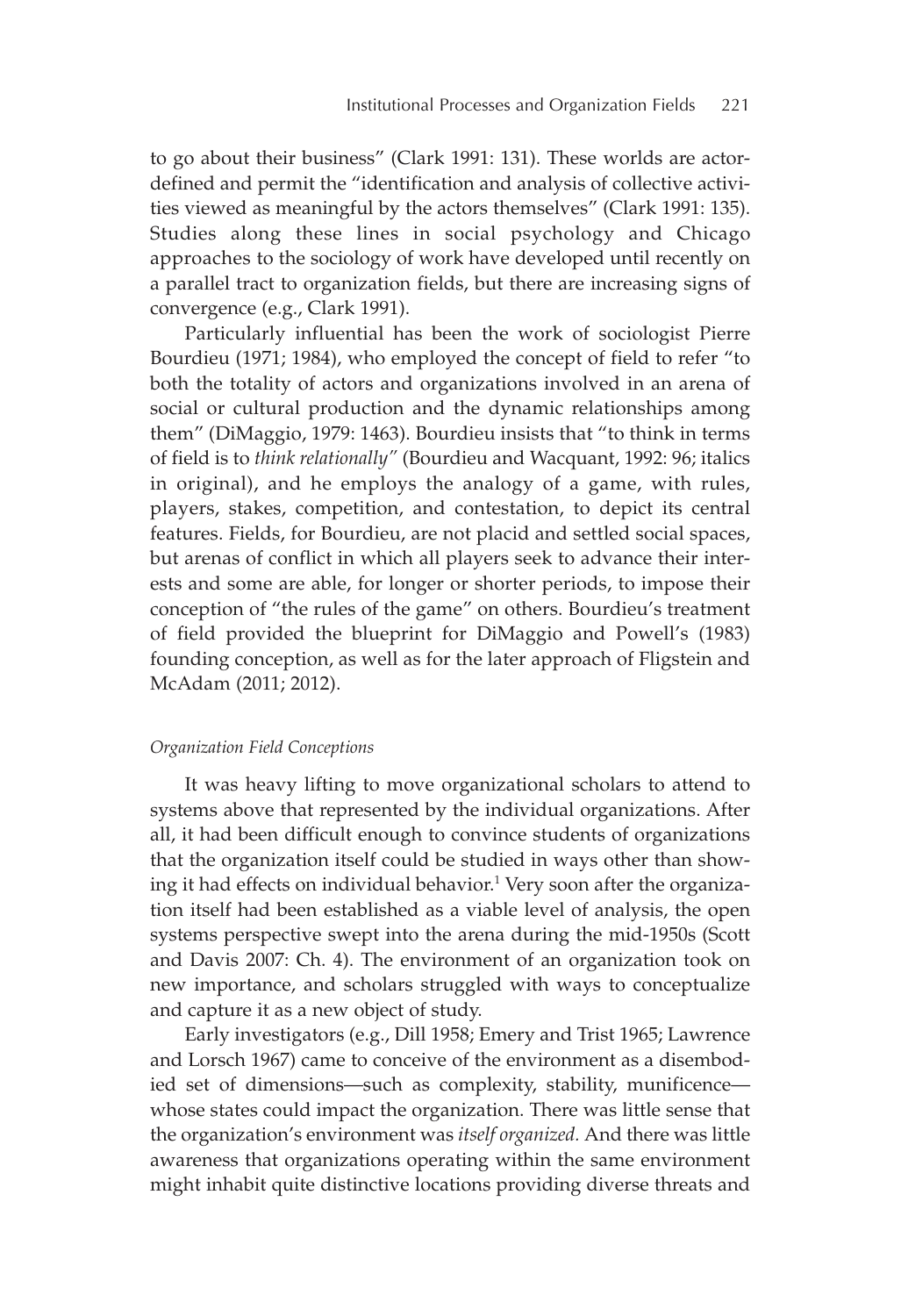to go about their business" (Clark 1991: 131). These worlds are actor-defined and permit the "identification and analysis of collective activities viewed as meaningful by the actors themselves" (Clark 1991: 135). Studies along these lines in social psychology and Chicago approaches to the sociology of work have developed until recently on a parallel tract to organization fields, but there are increasing signs of convergence (e.g., Clark 1991).

Particularly influential has been the work of sociologist Pierre Bourdieu (1971; 1984), who employed the concept of field to refer "to both the totality of actors and organizations involved in an arena of social or cultural production and the dynamic relationships among them" (DiMaggio, 1979: 1463). Bourdieu insists that "to think in terms of field is to *think relationally*" (Bourdieu and Wacquant, 1992: 96; italics in original), and he employs the analogy of a game, with rules, players, stakes, competition, and contestation, to depict its central features. Fields, for Bourdieu, are not placid and settled social spaces, but arenas of conflict in which all players seek to advance their interests and some are able, for longer or shorter periods, to impose their conception of "the rules of the game" on others. Bourdieu's treatment of field provided the blueprint for DiMaggio and Powell's (1983) founding conception, as well as for the later approach of Fligstein and McAdam (2011; 2012).

*Organization Field Conceptions*

It was heavy lifting to move organizational scholars to attend to systems above that represented by the individual organizations. After all, it had been difficult enough to convince students of organizations that the organization itself could be studied in ways other than showing it had effects on individual behavior.[1] Very soon after the organization itself had been established as a viable level of analysis, the open systems perspective swept into the arena during the mid-1950s (Scott and Davis 2007: Ch. 4). The environment of an organization took on new importance, and scholars struggled with ways to conceptualize and capture it as a new object of study.

Early investigators (e.g., Dill 1958; Emery and Trist 1965; Lawrence and Lorsch 1967) came to conceive of the environment as a disembodied set of dimensions—such as complexity, stability, munificence—whose states could impact the organization. There was little sense that the organization's environment was *itself organized.* And there was little awareness that organizations operating within the same environment might inhabit quite distinctive locations providing diverse threats and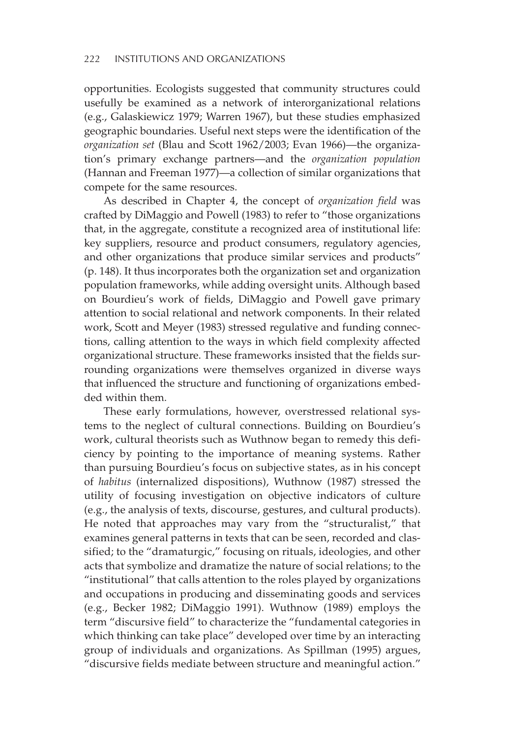opportunities. Ecologists suggested that community structures could usefully be examined as a network of interorganizational relations (e.g., Galaskiewicz 1979; Warren 1967), but these studies emphasized geographic boundaries. Useful next steps were the identification of the *organization set* (Blau and Scott 1962/2003; Evan 1966)—the organization's primary exchange partners—and the *organization population* (Hannan and Freeman 1977)—a collection of similar organizations that compete for the same resources.

As described in Chapter 4, the concept of *organization field* was crafted by DiMaggio and Powell (1983) to refer to "those organizations that, in the aggregate, constitute a recognized area of institutional life: key suppliers, resource and product consumers, regulatory agencies, and other organizations that produce similar services and products" (p. 148). It thus incorporates both the organization set and organization population frameworks, while adding oversight units. Although based on Bourdieu's work of fields, DiMaggio and Powell gave primary attention to social relational and network components. In their related work, Scott and Meyer (1983) stressed regulative and funding connections, calling attention to the ways in which field complexity affected organizational structure. These frameworks insisted that the fields surrounding organizations were themselves organized in diverse ways that influenced the structure and functioning of organizations embedded within them.

These early formulations, however, overstressed relational systems to the neglect of cultural connections. Building on Bourdieu's work, cultural theorists such as Wuthnow began to remedy this deficiency by pointing to the importance of meaning systems. Rather than pursuing Bourdieu's focus on subjective states, as in his concept of *habitus* (internalized dispositions), Wuthnow (1987) stressed the utility of focusing investigation on objective indicators of culture (e.g., the analysis of texts, discourse, gestures, and cultural products). He noted that approaches may vary from the "structuralist," that examines general patterns in texts that can be seen, recorded and classified; to the "dramaturgic," focusing on rituals, ideologies, and other acts that symbolize and dramatize the nature of social relations; to the "institutional" that calls attention to the roles played by organizations and occupations in producing and disseminating goods and services (e.g., Becker 1982; DiMaggio 1991). Wuthnow (1989) employs the term "discursive field" to characterize the "fundamental categories in which thinking can take place" developed over time by an interacting group of individuals and organizations. As Spillman (1995) argues, "discursive fields mediate between structure and meaningful action."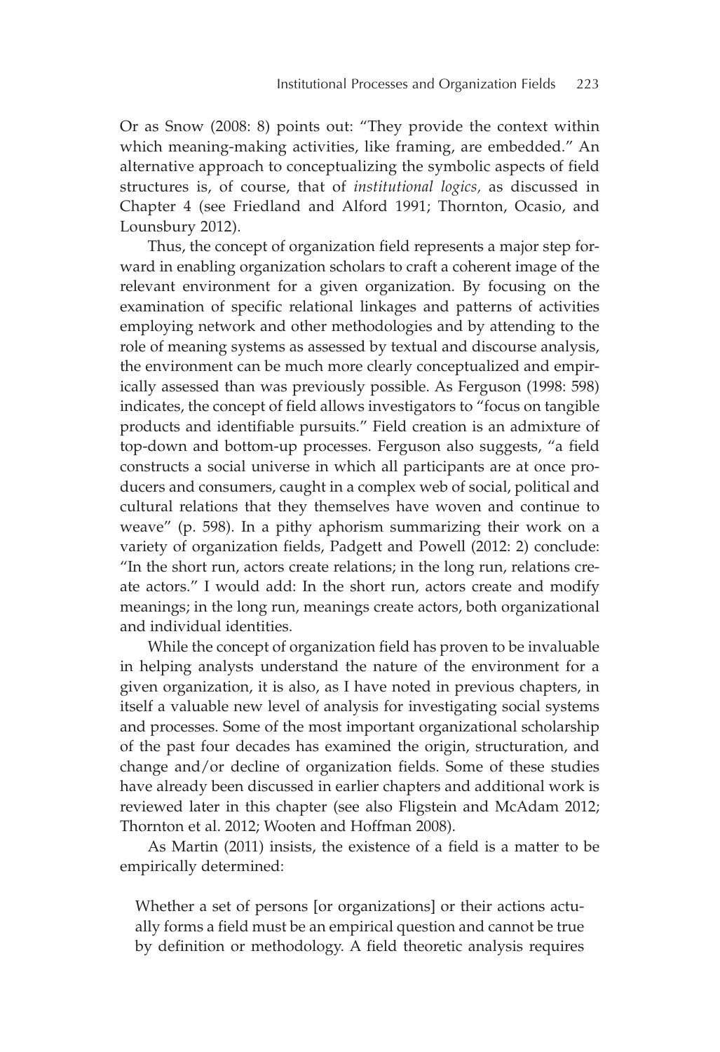Or as Snow (2008: 8) points out: "They provide the context within which meaning-making activities, like framing, are embedded." An alternative approach to conceptualizing the symbolic aspects of field structures is, of course, that of *institutional logics,* as discussed in Chapter 4 (see Friedland and Alford 1991; Thornton, Ocasio, and Lounsbury 2012).

Thus, the concept of organization field represents a major step forward in enabling organization scholars to craft a coherent image of the relevant environment for a given organization. By focusing on the examination of specific relational linkages and patterns of activities employing network and other methodologies and by attending to the role of meaning systems as assessed by textual and discourse analysis, the environment can be much more clearly conceptualized and empirically assessed than was previously possible. As Ferguson (1998: 598) indicates, the concept of field allows investigators to "focus on tangible products and identifiable pursuits." Field creation is an admixture of top-down and bottom-up processes. Ferguson also suggests, "a field constructs a social universe in which all participants are at once producers and consumers, caught in a complex web of social, political and cultural relations that they themselves have woven and continue to weave" (p. 598). In a pithy aphorism summarizing their work on a variety of organization fields, Padgett and Powell (2012: 2) conclude: "In the short run, actors create relations; in the long run, relations create actors." I would add: In the short run, actors create and modify meanings; in the long run, meanings create actors, both organizational and individual identities.

While the concept of organization field has proven to be invaluable in helping analysts understand the nature of the environment for a given organization, it is also, as I have noted in previous chapters, in itself a valuable new level of analysis for investigating social systems and processes. Some of the most important organizational scholarship of the past four decades has examined the origin, structuration, and change and/or decline of organization fields. Some of these studies have already been discussed in earlier chapters and additional work is reviewed later in this chapter (see also Fligstein and McAdam 2012; Thornton et al. 2012; Wooten and Hoffman 2008).

As Martin (2011) insists, the existence of a field is a matter to be empirically determined:

> Whether a set of persons [or organizations] or their actions actually forms a field must be an empirical question and cannot be true by definition or methodology. A field theoretic analysis requires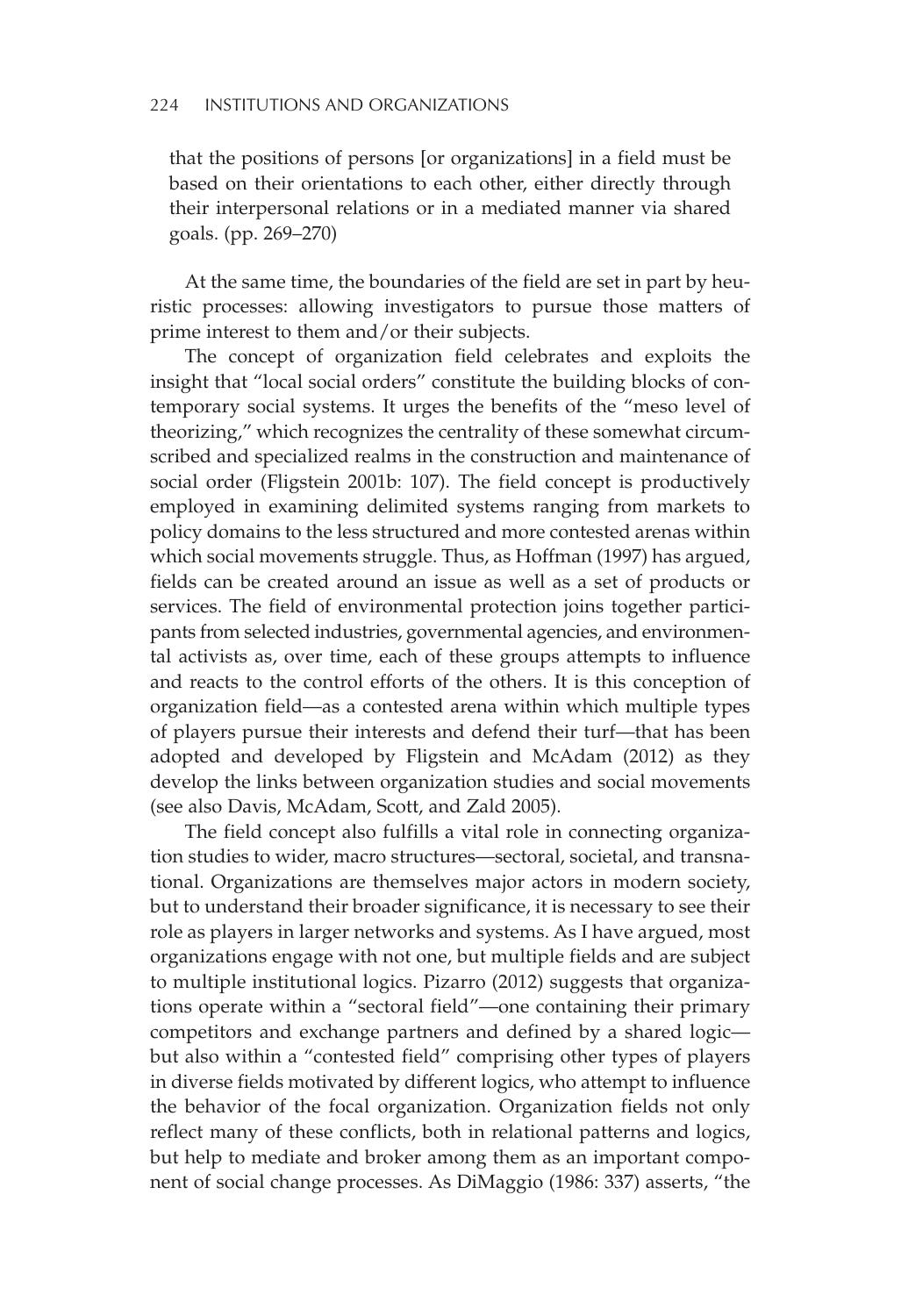> that the positions of persons [or organizations] in a field must be based on their orientations to each other, either directly through their interpersonal relations or in a mediated manner via shared goals. (pp. 269–270)

At the same time, the boundaries of the field are set in part by heuristic processes: allowing investigators to pursue those matters of prime interest to them and/or their subjects.

The concept of organization field celebrates and exploits the insight that "local social orders" constitute the building blocks of contemporary social systems. It urges the benefits of the "meso level of theorizing," which recognizes the centrality of these somewhat circumscribed and specialized realms in the construction and maintenance of social order (Fligstein 2001b: 107). The field concept is productively employed in examining delimited systems ranging from markets to policy domains to the less structured and more contested arenas within which social movements struggle. Thus, as Hoffman (1997) has argued, fields can be created around an issue as well as a set of products or services. The field of environmental protection joins together participants from selected industries, governmental agencies, and environmental activists as, over time, each of these groups attempts to influence and reacts to the control efforts of the others. It is this conception of organization field—as a contested arena within which multiple types of players pursue their interests and defend their turf—that has been adopted and developed by Fligstein and McAdam (2012) as they develop the links between organization studies and social movements (see also Davis, McAdam, Scott, and Zald 2005).

The field concept also fulfills a vital role in connecting organization studies to wider, macro structures—sectoral, societal, and transnational. Organizations are themselves major actors in modern society, but to understand their broader significance, it is necessary to see their role as players in larger networks and systems. As I have argued, most organizations engage with not one, but multiple fields and are subject to multiple institutional logics. Pizarro (2012) suggests that organizations operate within a "sectoral field"—one containing their primary competitors and exchange partners and defined by a shared logic—but also within a "contested field" comprising other types of players in diverse fields motivated by different logics, who attempt to influence the behavior of the focal organization. Organization fields not only reflect many of these conflicts, both in relational patterns and logics, but help to mediate and broker among them as an important component of social change processes. As DiMaggio (1986: 337) asserts, "the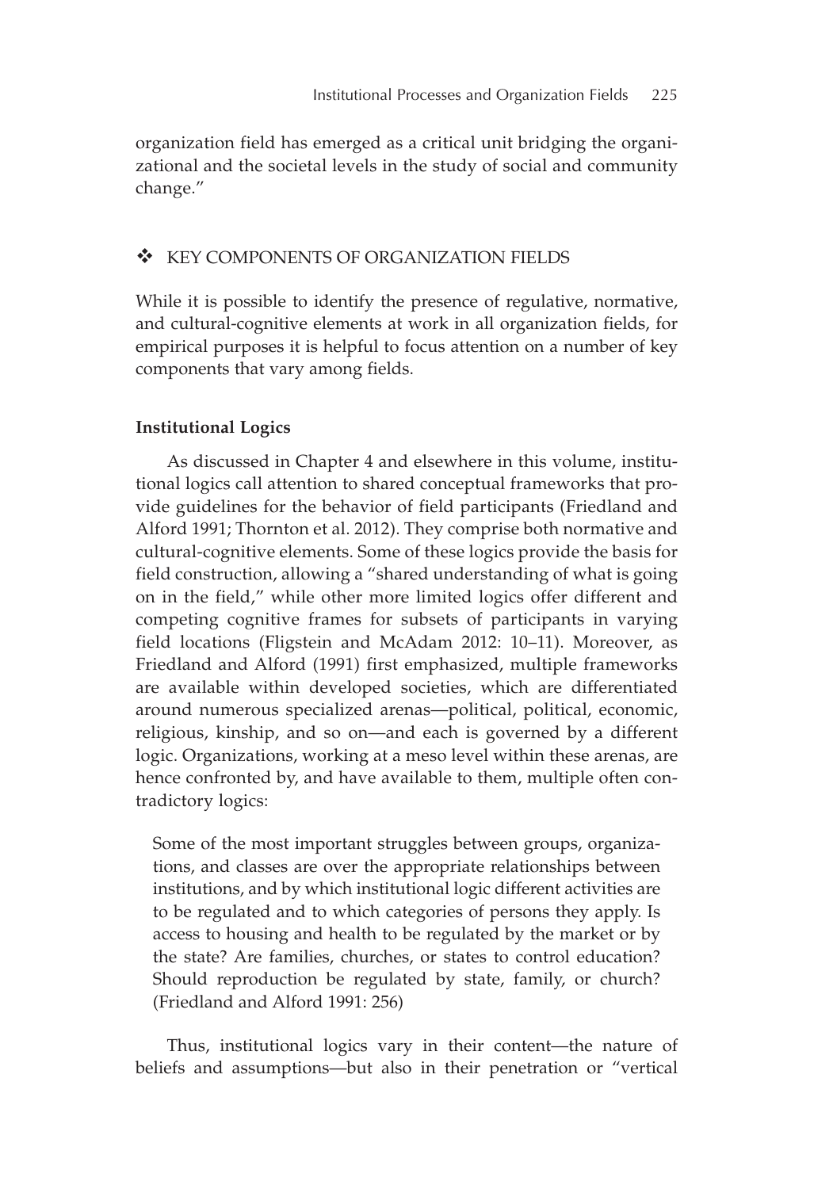organization field has emerged as a critical unit bridging the organizational and the societal levels in the study of social and community change."

## ❖ KEY COMPONENTS OF ORGANIZATION FIELDS

While it is possible to identify the presence of regulative, normative, and cultural-cognitive elements at work in all organization fields, for empirical purposes it is helpful to focus attention on a number of key components that vary among fields.

### Institutional Logics

As discussed in Chapter 4 and elsewhere in this volume, institutional logics call attention to shared conceptual frameworks that provide guidelines for the behavior of field participants (Friedland and Alford 1991; Thornton et al. 2012). They comprise both normative and cultural-cognitive elements. Some of these logics provide the basis for field construction, allowing a "shared understanding of what is going on in the field," while other more limited logics offer different and competing cognitive frames for subsets of participants in varying field locations (Fligstein and McAdam 2012: 10–11). Moreover, as Friedland and Alford (1991) first emphasized, multiple frameworks are available within developed societies, which are differentiated around numerous specialized arenas—political, political, economic, religious, kinship, and so on—and each is governed by a different logic. Organizations, working at a meso level within these arenas, are hence confronted by, and have available to them, multiple often contradictory logics:

> Some of the most important struggles between groups, organizations, and classes are over the appropriate relationships between institutions, and by which institutional logic different activities are to be regulated and to which categories of persons they apply. Is access to housing and health to be regulated by the market or by the state? Are families, churches, or states to control education? Should reproduction be regulated by state, family, or church? (Friedland and Alford 1991: 256)

Thus, institutional logics vary in their content—the nature of beliefs and assumptions—but also in their penetration or "vertical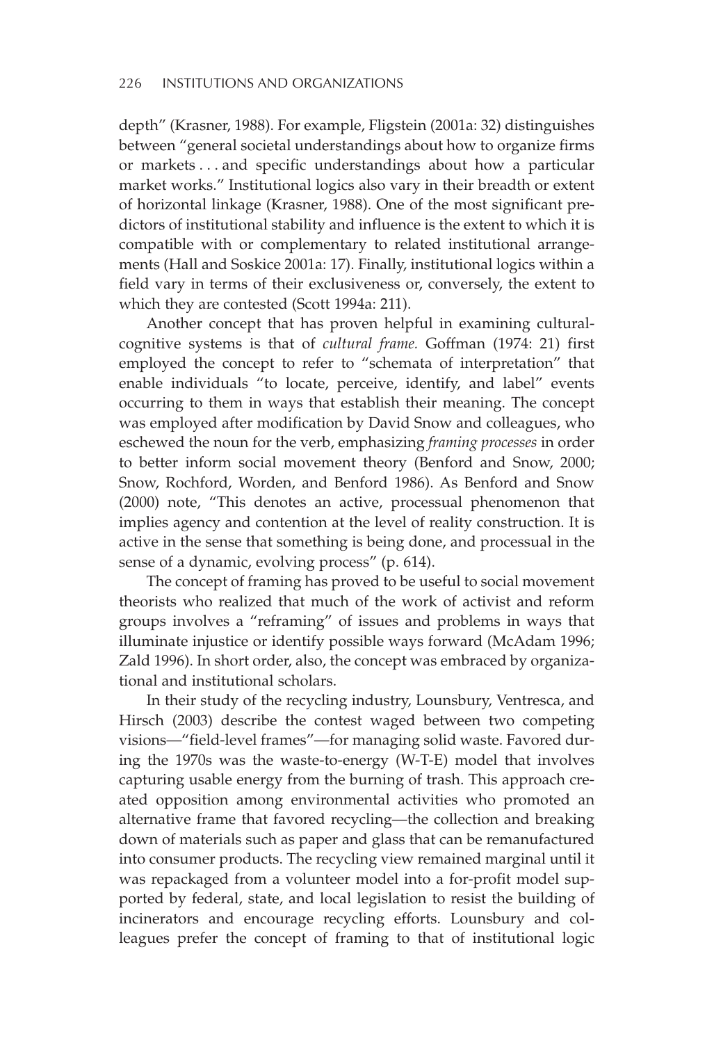depth" (Krasner, 1988). For example, Fligstein (2001a: 32) distinguishes between "general societal understandings about how to organize firms or markets . . . and specific understandings about how a particular market works." Institutional logics also vary in their breadth or extent of horizontal linkage (Krasner, 1988). One of the most significant predictors of institutional stability and influence is the extent to which it is compatible with or complementary to related institutional arrangements (Hall and Soskice 2001a: 17). Finally, institutional logics within a field vary in terms of their exclusiveness or, conversely, the extent to which they are contested (Scott 1994a: 211).

Another concept that has proven helpful in examining cultural-cognitive systems is that of *cultural frame.* Goffman (1974: 21) first employed the concept to refer to "schemata of interpretation" that enable individuals "to locate, perceive, identify, and label" events occurring to them in ways that establish their meaning. The concept was employed after modification by David Snow and colleagues, who eschewed the noun for the verb, emphasizing *framing processes* in order to better inform social movement theory (Benford and Snow, 2000; Snow, Rochford, Worden, and Benford 1986). As Benford and Snow (2000) note, "This denotes an active, processual phenomenon that implies agency and contention at the level of reality construction. It is active in the sense that something is being done, and processual in the sense of a dynamic, evolving process" (p. 614).

The concept of framing has proved to be useful to social movement theorists who realized that much of the work of activist and reform groups involves a "reframing" of issues and problems in ways that illuminate injustice or identify possible ways forward (McAdam 1996; Zald 1996). In short order, also, the concept was embraced by organizational and institutional scholars.

In their study of the recycling industry, Lounsbury, Ventresca, and Hirsch (2003) describe the contest waged between two competing visions—"field-level frames"—for managing solid waste. Favored during the 1970s was the waste-to-energy (W-T-E) model that involves capturing usable energy from the burning of trash. This approach created opposition among environmental activities who promoted an alternative frame that favored recycling—the collection and breaking down of materials such as paper and glass that can be remanufactured into consumer products. The recycling view remained marginal until it was repackaged from a volunteer model into a for-profit model supported by federal, state, and local legislation to resist the building of incinerators and encourage recycling efforts. Lounsbury and colleagues prefer the concept of framing to that of institutional logic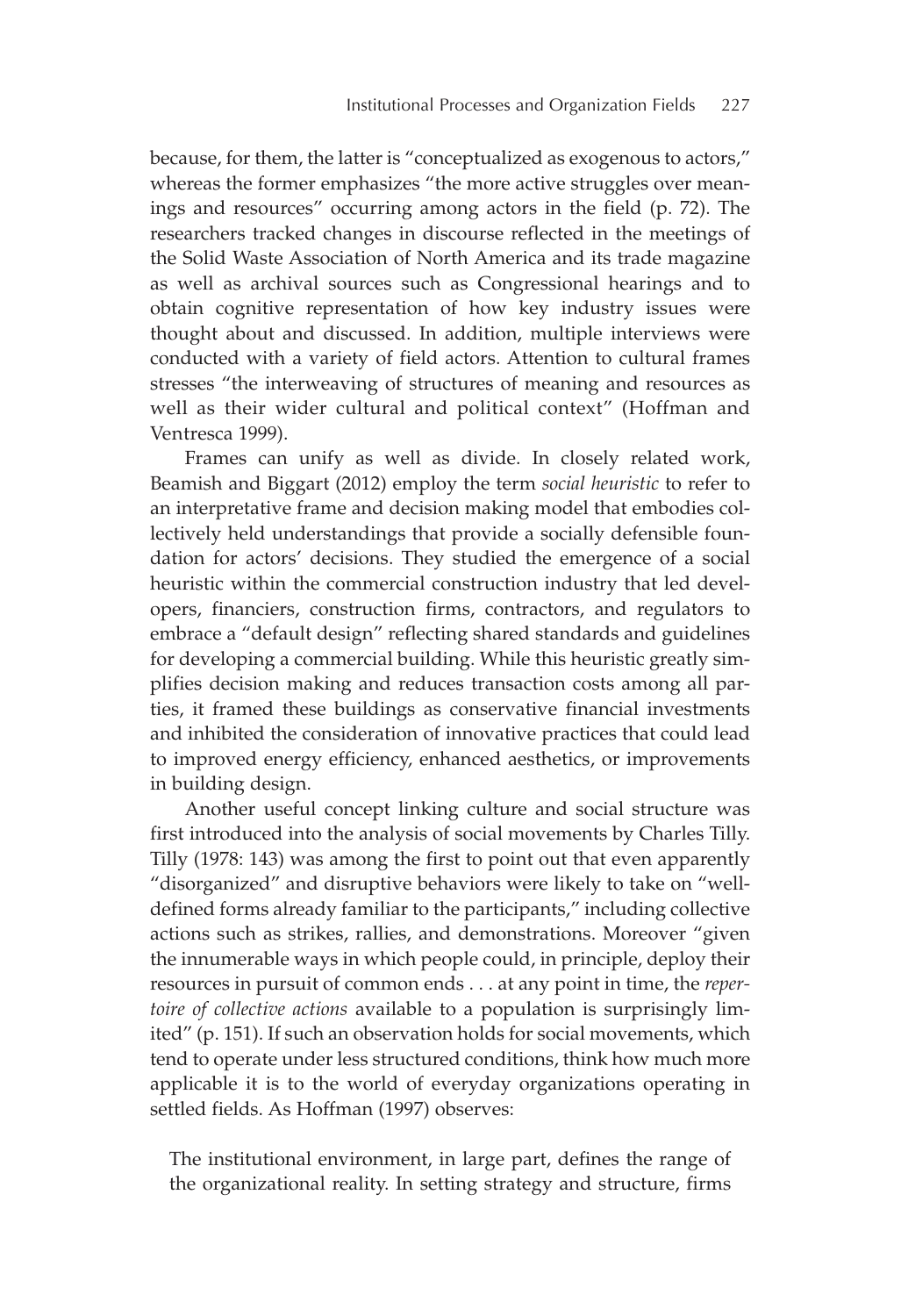because, for them, the latter is "conceptualized as exogenous to actors," whereas the former emphasizes "the more active struggles over meanings and resources" occurring among actors in the field (p. 72). The researchers tracked changes in discourse reflected in the meetings of the Solid Waste Association of North America and its trade magazine as well as archival sources such as Congressional hearings and to obtain cognitive representation of how key industry issues were thought about and discussed. In addition, multiple interviews were conducted with a variety of field actors. Attention to cultural frames stresses "the interweaving of structures of meaning and resources as well as their wider cultural and political context" (Hoffman and Ventresca 1999).

Frames can unify as well as divide. In closely related work, Beamish and Biggart (2012) employ the term *social heuristic* to refer to an interpretative frame and decision making model that embodies collectively held understandings that provide a socially defensible foundation for actors' decisions. They studied the emergence of a social heuristic within the commercial construction industry that led developers, financiers, construction firms, contractors, and regulators to embrace a "default design" reflecting shared standards and guidelines for developing a commercial building. While this heuristic greatly simplifies decision making and reduces transaction costs among all parties, it framed these buildings as conservative financial investments and inhibited the consideration of innovative practices that could lead to improved energy efficiency, enhanced aesthetics, or improvements in building design.

Another useful concept linking culture and social structure was first introduced into the analysis of social movements by Charles Tilly. Tilly (1978: 143) was among the first to point out that even apparently "disorganized" and disruptive behaviors were likely to take on "well-defined forms already familiar to the participants," including collective actions such as strikes, rallies, and demonstrations. Moreover "given the innumerable ways in which people could, in principle, deploy their resources in pursuit of common ends . . . at any point in time, the *repertoire of collective actions* available to a population is surprisingly limited" (p. 151). If such an observation holds for social movements, which tend to operate under less structured conditions, think how much more applicable it is to the world of everyday organizations operating in settled fields. As Hoffman (1997) observes:

> The institutional environment, in large part, defines the range of the organizational reality. In setting strategy and structure, firms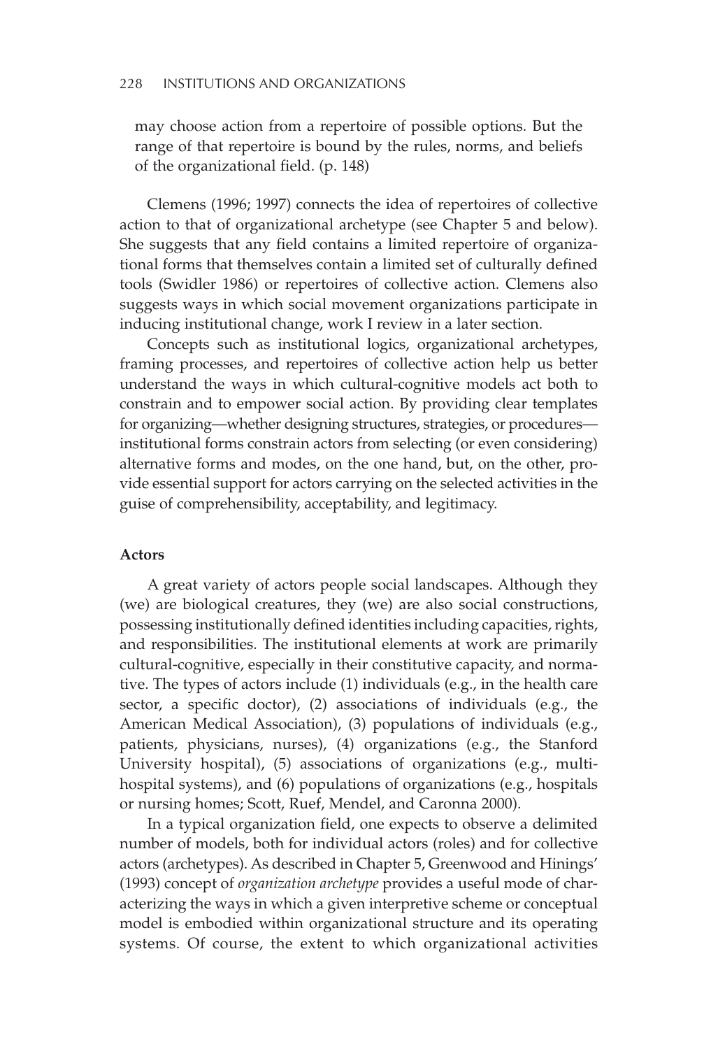may choose action from a repertoire of possible options. But the range of that repertoire is bound by the rules, norms, and beliefs of the organizational field. (p. 148)

Clemens (1996; 1997) connects the idea of repertoires of collective action to that of organizational archetype (see Chapter 5 and below). She suggests that any field contains a limited repertoire of organizational forms that themselves contain a limited set of culturally defined tools (Swidler 1986) or repertoires of collective action. Clemens also suggests ways in which social movement organizations participate in inducing institutional change, work I review in a later section.

Concepts such as institutional logics, organizational archetypes, framing processes, and repertoires of collective action help us better understand the ways in which cultural-cognitive models act both to constrain and to empower social action. By providing clear templates for organizing—whether designing structures, strategies, or procedures—institutional forms constrain actors from selecting (or even considering) alternative forms and modes, on the one hand, but, on the other, provide essential support for actors carrying on the selected activities in the guise of comprehensibility, acceptability, and legitimacy.

**Actors**

A great variety of actors people social landscapes. Although they (we) are biological creatures, they (we) are also social constructions, possessing institutionally defined identities including capacities, rights, and responsibilities. The institutional elements at work are primarily cultural-cognitive, especially in their constitutive capacity, and normative. The types of actors include (1) individuals (e.g., in the health care sector, a specific doctor), (2) associations of individuals (e.g., the American Medical Association), (3) populations of individuals (e.g., patients, physicians, nurses), (4) organizations (e.g., the Stanford University hospital), (5) associations of organizations (e.g., multi-hospital systems), and (6) populations of organizations (e.g., hospitals or nursing homes; Scott, Ruef, Mendel, and Caronna 2000).

In a typical organization field, one expects to observe a delimited number of models, both for individual actors (roles) and for collective actors (archetypes). As described in Chapter 5, Greenwood and Hinings' (1993) concept of *organization archetype* provides a useful mode of characterizing the ways in which a given interpretive scheme or conceptual model is embodied within organizational structure and its operating systems. Of course, the extent to which organizational activities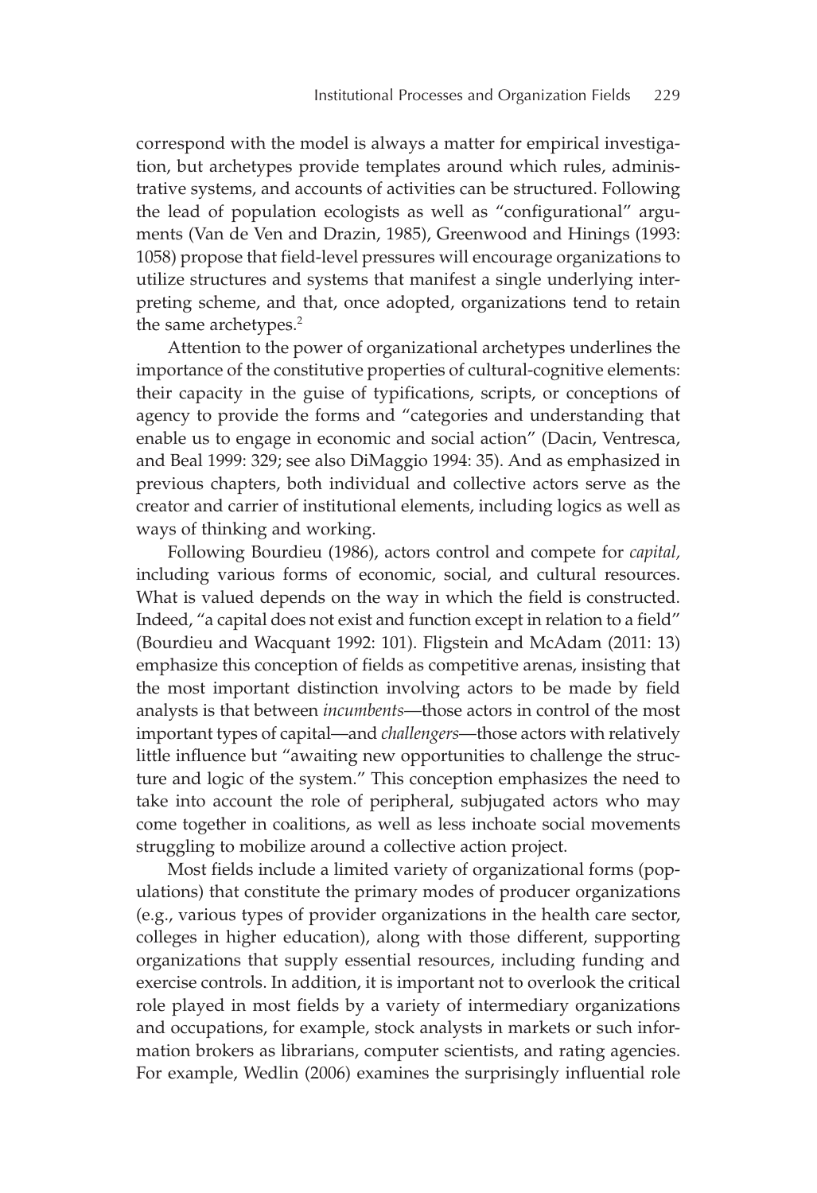correspond with the model is always a matter for empirical investigation, but archetypes provide templates around which rules, administrative systems, and accounts of activities can be structured. Following the lead of population ecologists as well as "configurational" arguments (Van de Ven and Drazin, 1985), Greenwood and Hinings (1993: 1058) propose that field-level pressures will encourage organizations to utilize structures and systems that manifest a single underlying interpreting scheme, and that, once adopted, organizations tend to retain the same archetypes.[2]

Attention to the power of organizational archetypes underlines the importance of the constitutive properties of cultural-cognitive elements: their capacity in the guise of typifications, scripts, or conceptions of agency to provide the forms and "categories and understanding that enable us to engage in economic and social action" (Dacin, Ventresca, and Beal 1999: 329; see also DiMaggio 1994: 35). And as emphasized in previous chapters, both individual and collective actors serve as the creator and carrier of institutional elements, including logics as well as ways of thinking and working.

Following Bourdieu (1986), actors control and compete for *capital*, including various forms of economic, social, and cultural resources. What is valued depends on the way in which the field is constructed. Indeed, "a capital does not exist and function except in relation to a field" (Bourdieu and Wacquant 1992: 101). Fligstein and McAdam (2011: 13) emphasize this conception of fields as competitive arenas, insisting that the most important distinction involving actors to be made by field analysts is that between *incumbents*—those actors in control of the most important types of capital—and *challengers*—those actors with relatively little influence but "awaiting new opportunities to challenge the structure and logic of the system." This conception emphasizes the need to take into account the role of peripheral, subjugated actors who may come together in coalitions, as well as less inchoate social movements struggling to mobilize around a collective action project.

Most fields include a limited variety of organizational forms (populations) that constitute the primary modes of producer organizations (e.g., various types of provider organizations in the health care sector, colleges in higher education), along with those different, supporting organizations that supply essential resources, including funding and exercise controls. In addition, it is important not to overlook the critical role played in most fields by a variety of intermediary organizations and occupations, for example, stock analysts in markets or such information brokers as librarians, computer scientists, and rating agencies. For example, Wedlin (2006) examines the surprisingly influential role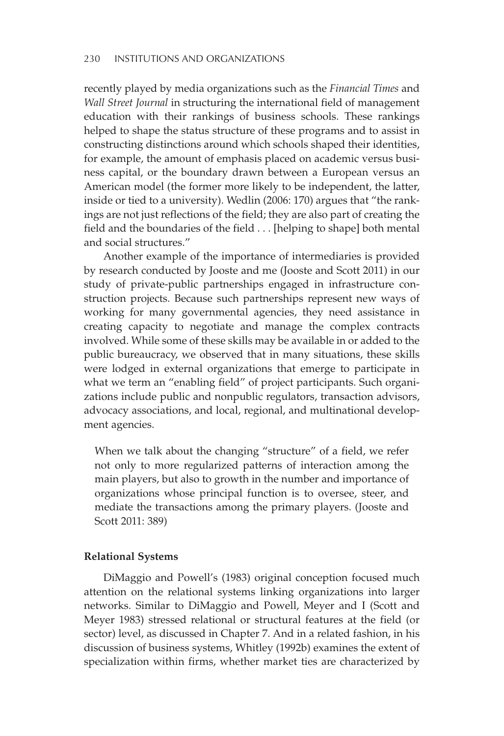recently played by media organizations such as the *Financial Times* and *Wall Street Journal* in structuring the international field of management education with their rankings of business schools. These rankings helped to shape the status structure of these programs and to assist in constructing distinctions around which schools shaped their identities, for example, the amount of emphasis placed on academic versus business capital, or the boundary drawn between a European versus an American model (the former more likely to be independent, the latter, inside or tied to a university). Wedlin (2006: 170) argues that "the rankings are not just reflections of the field; they are also part of creating the field and the boundaries of the field . . . [helping to shape] both mental and social structures."

Another example of the importance of intermediaries is provided by research conducted by Jooste and me (Jooste and Scott 2011) in our study of private-public partnerships engaged in infrastructure construction projects. Because such partnerships represent new ways of working for many governmental agencies, they need assistance in creating capacity to negotiate and manage the complex contracts involved. While some of these skills may be available in or added to the public bureaucracy, we observed that in many situations, these skills were lodged in external organizations that emerge to participate in what we term an "enabling field" of project participants. Such organizations include public and nonpublic regulators, transaction advisors, advocacy associations, and local, regional, and multinational development agencies.

> When we talk about the changing "structure" of a field, we refer not only to more regularized patterns of interaction among the main players, but also to growth in the number and importance of organizations whose principal function is to oversee, steer, and mediate the transactions among the primary players. (Jooste and Scott 2011: 389)

### Relational Systems

DiMaggio and Powell's (1983) original conception focused much attention on the relational systems linking organizations into larger networks. Similar to DiMaggio and Powell, Meyer and I (Scott and Meyer 1983) stressed relational or structural features at the field (or sector) level, as discussed in Chapter 7. And in a related fashion, in his discussion of business systems, Whitley (1992b) examines the extent of specialization within firms, whether market ties are characterized by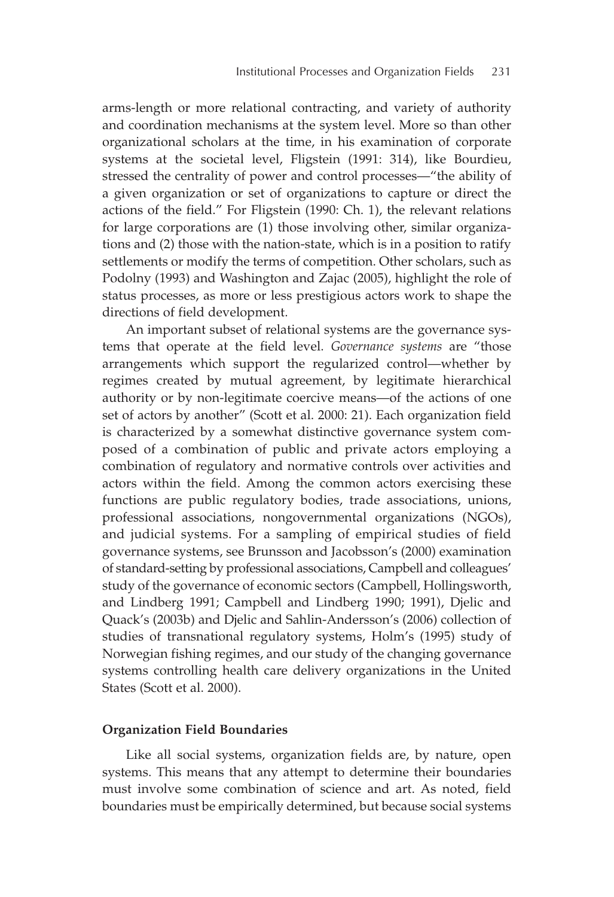arms-length or more relational contracting, and variety of authority and coordination mechanisms at the system level. More so than other organizational scholars at the time, in his examination of corporate systems at the societal level, Fligstein (1991: 314), like Bourdieu, stressed the centrality of power and control processes—"the ability of a given organization or set of organizations to capture or direct the actions of the field." For Fligstein (1990: Ch. 1), the relevant relations for large corporations are (1) those involving other, similar organizations and (2) those with the nation-state, which is in a position to ratify settlements or modify the terms of competition. Other scholars, such as Podolny (1993) and Washington and Zajac (2005), highlight the role of status processes, as more or less prestigious actors work to shape the directions of field development.

An important subset of relational systems are the governance systems that operate at the field level. *Governance systems* are "those arrangements which support the regularized control—whether by regimes created by mutual agreement, by legitimate hierarchical authority or by non-legitimate coercive means—of the actions of one set of actors by another" (Scott et al. 2000: 21). Each organization field is characterized by a somewhat distinctive governance system composed of a combination of public and private actors employing a combination of regulatory and normative controls over activities and actors within the field. Among the common actors exercising these functions are public regulatory bodies, trade associations, unions, professional associations, nongovernmental organizations (NGOs), and judicial systems. For a sampling of empirical studies of field governance systems, see Brunsson and Jacobsson's (2000) examination of standard-setting by professional associations, Campbell and colleagues' study of the governance of economic sectors (Campbell, Hollingsworth, and Lindberg 1991; Campbell and Lindberg 1990; 1991), Djelic and Quack's (2003b) and Djelic and Sahlin-Andersson's (2006) collection of studies of transnational regulatory systems, Holm's (1995) study of Norwegian fishing regimes, and our study of the changing governance systems controlling health care delivery organizations in the United States (Scott et al. 2000).

### Organization Field Boundaries

Like all social systems, organization fields are, by nature, open systems. This means that any attempt to determine their boundaries must involve some combination of science and art. As noted, field boundaries must be empirically determined, but because social systems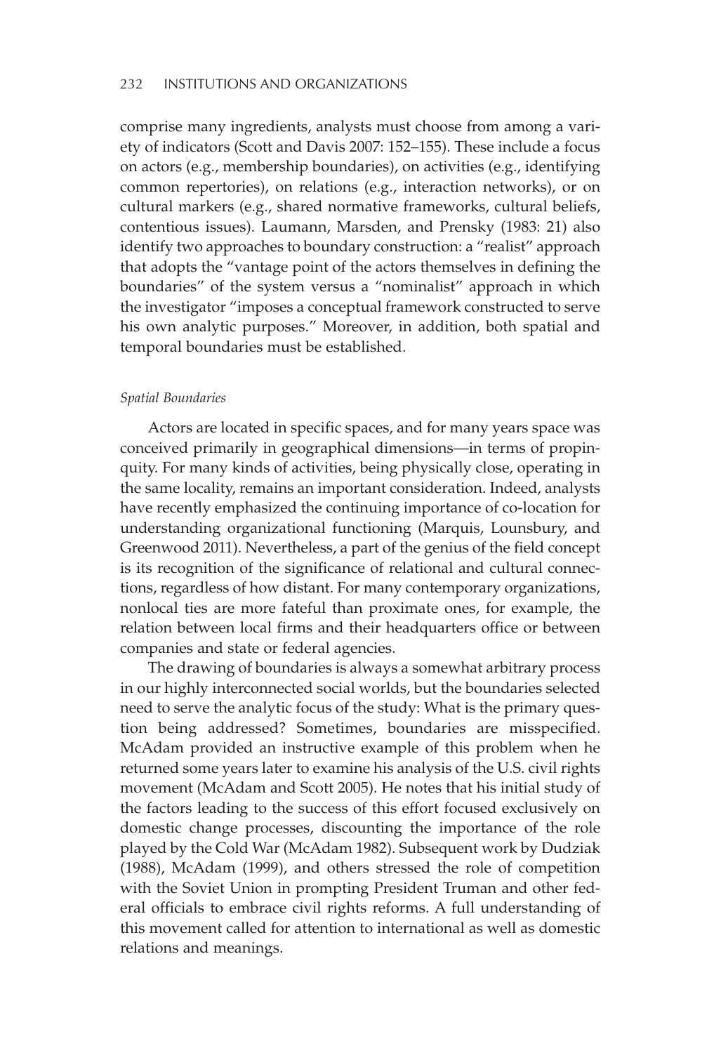comprise many ingredients, analysts must choose from among a variety of indicators (Scott and Davis 2007: 152–155). These include a focus on actors (e.g., membership boundaries), on activities (e.g., identifying common repertories), on relations (e.g., interaction networks), or on cultural markers (e.g., shared normative frameworks, cultural beliefs, contentious issues). Laumann, Marsden, and Prensky (1983: 21) also identify two approaches to boundary construction: a "realist" approach that adopts the "vantage point of the actors themselves in defining the boundaries" of the system versus a "nominalist" approach in which the investigator "imposes a conceptual framework constructed to serve his own analytic purposes." Moreover, in addition, both spatial and temporal boundaries must be established.

#### *Spatial Boundaries*

Actors are located in specific spaces, and for many years space was conceived primarily in geographical dimensions—in terms of propinquity. For many kinds of activities, being physically close, operating in the same locality, remains an important consideration. Indeed, analysts have recently emphasized the continuing importance of co-location for understanding organizational functioning (Marquis, Lounsbury, and Greenwood 2011). Nevertheless, a part of the genius of the field concept is its recognition of the significance of relational and cultural connections, regardless of how distant. For many contemporary organizations, nonlocal ties are more fateful than proximate ones, for example, the relation between local firms and their headquarters office or between companies and state or federal agencies.

The drawing of boundaries is always a somewhat arbitrary process in our highly interconnected social worlds, but the boundaries selected need to serve the analytic focus of the study: What is the primary question being addressed? Sometimes, boundaries are misspecified. McAdam provided an instructive example of this problem when he returned some years later to examine his analysis of the U.S. civil rights movement (McAdam and Scott 2005). He notes that his initial study of the factors leading to the success of this effort focused exclusively on domestic change processes, discounting the importance of the role played by the Cold War (McAdam 1982). Subsequent work by Dudziak (1988), McAdam (1999), and others stressed the role of competition with the Soviet Union in prompting President Truman and other federal officials to embrace civil rights reforms. A full understanding of this movement called for attention to international as well as domestic relations and meanings.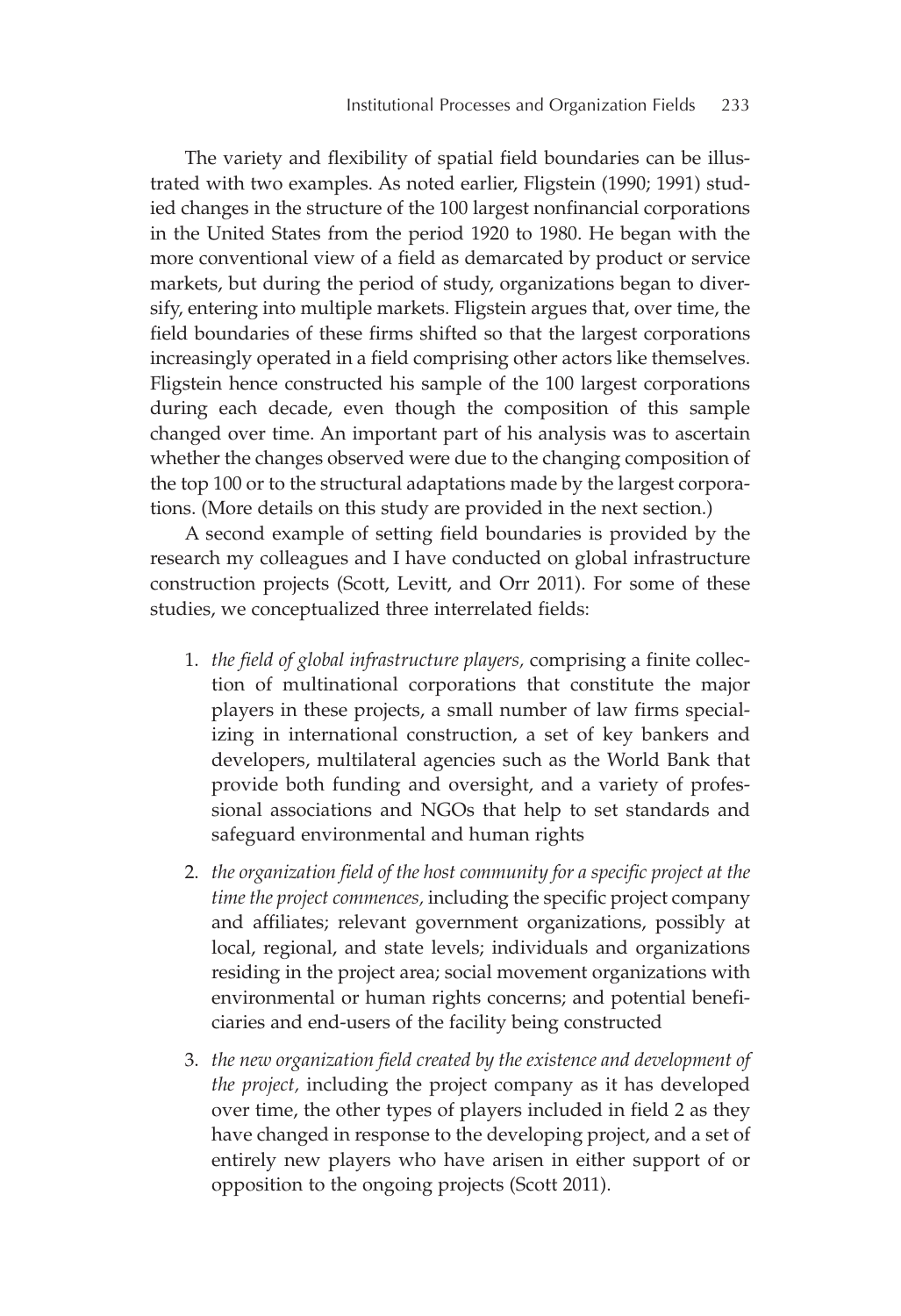The variety and flexibility of spatial field boundaries can be illustrated with two examples. As noted earlier, Fligstein (1990; 1991) studied changes in the structure of the 100 largest nonfinancial corporations in the United States from the period 1920 to 1980. He began with the more conventional view of a field as demarcated by product or service markets, but during the period of study, organizations began to diversify, entering into multiple markets. Fligstein argues that, over time, the field boundaries of these firms shifted so that the largest corporations increasingly operated in a field comprising other actors like themselves. Fligstein hence constructed his sample of the 100 largest corporations during each decade, even though the composition of this sample changed over time. An important part of his analysis was to ascertain whether the changes observed were due to the changing composition of the top 100 or to the structural adaptations made by the largest corporations. (More details on this study are provided in the next section.)

A second example of setting field boundaries is provided by the research my colleagues and I have conducted on global infrastructure construction projects (Scott, Levitt, and Orr 2011). For some of these studies, we conceptualized three interrelated fields:

1. *the field of global infrastructure players,* comprising a finite collection of multinational corporations that constitute the major players in these projects, a small number of law firms specializing in international construction, a set of key bankers and developers, multilateral agencies such as the World Bank that provide both funding and oversight, and a variety of professional associations and NGOs that help to set standards and safeguard environmental and human rights
2. *the organization field of the host community for a specific project at the time the project commences,* including the specific project company and affiliates; relevant government organizations, possibly at local, regional, and state levels; individuals and organizations residing in the project area; social movement organizations with environmental or human rights concerns; and potential beneficiaries and end-users of the facility being constructed
3. *the new organization field created by the existence and development of the project,* including the project company as it has developed over time, the other types of players included in field 2 as they have changed in response to the developing project, and a set of entirely new players who have arisen in either support of or opposition to the ongoing projects (Scott 2011).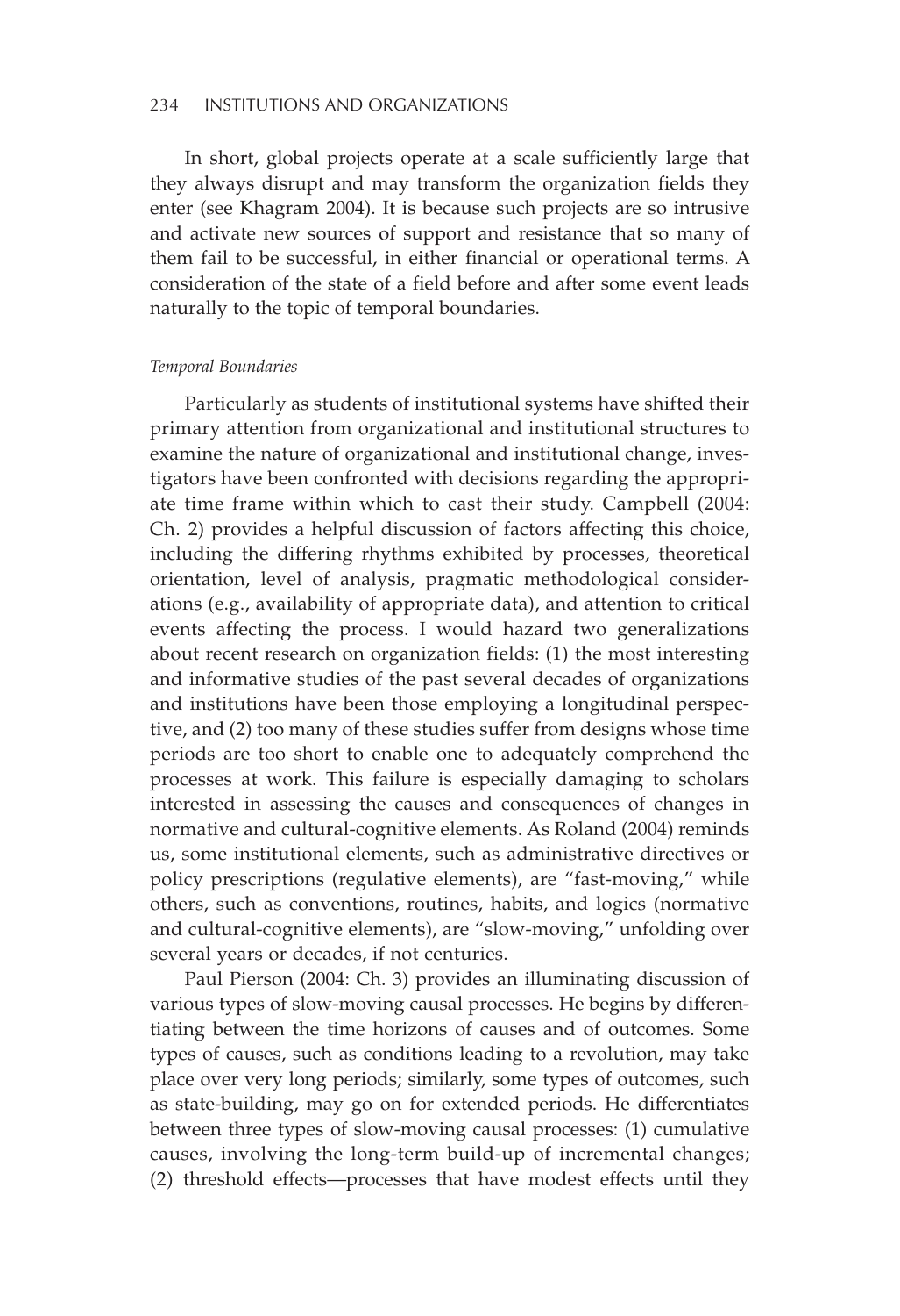In short, global projects operate at a scale sufficiently large that they always disrupt and may transform the organization fields they enter (see Khagram 2004). It is because such projects are so intrusive and activate new sources of support and resistance that so many of them fail to be successful, in either financial or operational terms. A consideration of the state of a field before and after some event leads naturally to the topic of temporal boundaries.

*Temporal Boundaries*

Particularly as students of institutional systems have shifted their primary attention from organizational and institutional structures to examine the nature of organizational and institutional change, investigators have been confronted with decisions regarding the appropriate time frame within which to cast their study. Campbell (2004: Ch. 2) provides a helpful discussion of factors affecting this choice, including the differing rhythms exhibited by processes, theoretical orientation, level of analysis, pragmatic methodological considerations (e.g., availability of appropriate data), and attention to critical events affecting the process. I would hazard two generalizations about recent research on organization fields: (1) the most interesting and informative studies of the past several decades of organizations and institutions have been those employing a longitudinal perspective, and (2) too many of these studies suffer from designs whose time periods are too short to enable one to adequately comprehend the processes at work. This failure is especially damaging to scholars interested in assessing the causes and consequences of changes in normative and cultural-cognitive elements. As Roland (2004) reminds us, some institutional elements, such as administrative directives or policy prescriptions (regulative elements), are "fast-moving," while others, such as conventions, routines, habits, and logics (normative and cultural-cognitive elements), are "slow-moving," unfolding over several years or decades, if not centuries.

Paul Pierson (2004: Ch. 3) provides an illuminating discussion of various types of slow-moving causal processes. He begins by differentiating between the time horizons of causes and of outcomes. Some types of causes, such as conditions leading to a revolution, may take place over very long periods; similarly, some types of outcomes, such as state-building, may go on for extended periods. He differentiates between three types of slow-moving causal processes: (1) cumulative causes, involving the long-term build-up of incremental changes; (2) threshold effects—processes that have modest effects until they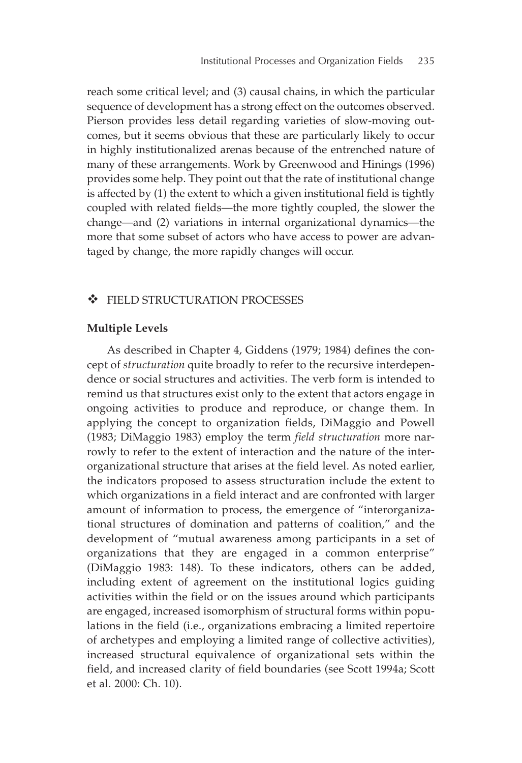reach some critical level; and (3) causal chains, in which the particular sequence of development has a strong effect on the outcomes observed. Pierson provides less detail regarding varieties of slow-moving outcomes, but it seems obvious that these are particularly likely to occur in highly institutionalized arenas because of the entrenched nature of many of these arrangements. Work by Greenwood and Hinings (1996) provides some help. They point out that the rate of institutional change is affected by (1) the extent to which a given institutional field is tightly coupled with related fields—the more tightly coupled, the slower the change—and (2) variations in internal organizational dynamics—the more that some subset of actors who have access to power are advantaged by change, the more rapidly changes will occur.

## ❖ FIELD STRUCTURATION PROCESSES

### Multiple Levels

As described in Chapter 4, Giddens (1979; 1984) defines the concept of *structuration* quite broadly to refer to the recursive interdependence or social structures and activities. The verb form is intended to remind us that structures exist only to the extent that actors engage in ongoing activities to produce and reproduce, or change them. In applying the concept to organization fields, DiMaggio and Powell (1983; DiMaggio 1983) employ the term *field structuration* more narrowly to refer to the extent of interaction and the nature of the interorganizational structure that arises at the field level. As noted earlier, the indicators proposed to assess structuration include the extent to which organizations in a field interact and are confronted with larger amount of information to process, the emergence of "interorganizational structures of domination and patterns of coalition," and the development of "mutual awareness among participants in a set of organizations that they are engaged in a common enterprise" (DiMaggio 1983: 148). To these indicators, others can be added, including extent of agreement on the institutional logics guiding activities within the field or on the issues around which participants are engaged, increased isomorphism of structural forms within populations in the field (i.e., organizations embracing a limited repertoire of archetypes and employing a limited range of collective activities), increased structural equivalence of organizational sets within the field, and increased clarity of field boundaries (see Scott 1994a; Scott et al. 2000: Ch. 10).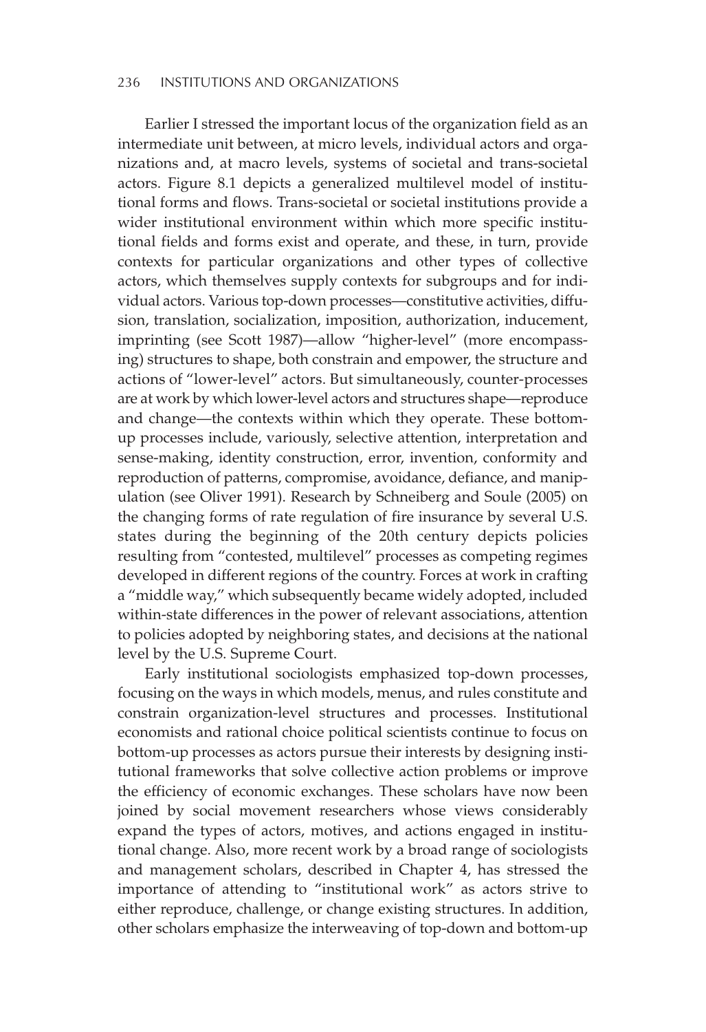Earlier I stressed the important locus of the organization field as an intermediate unit between, at micro levels, individual actors and organizations and, at macro levels, systems of societal and trans-societal actors. Figure 8.1 depicts a generalized multilevel model of institutional forms and flows. Trans-societal or societal institutions provide a wider institutional environment within which more specific institutional fields and forms exist and operate, and these, in turn, provide contexts for particular organizations and other types of collective actors, which themselves supply contexts for subgroups and for individual actors. Various top-down processes—constitutive activities, diffusion, translation, socialization, imposition, authorization, inducement, imprinting (see Scott 1987)—allow "higher-level" (more encompassing) structures to shape, both constrain and empower, the structure and actions of "lower-level" actors. But simultaneously, counter-processes are at work by which lower-level actors and structures shape—reproduce and change—the contexts within which they operate. These bottom-up processes include, variously, selective attention, interpretation and sense-making, identity construction, error, invention, conformity and reproduction of patterns, compromise, avoidance, defiance, and manipulation (see Oliver 1991). Research by Schneiberg and Soule (2005) on the changing forms of rate regulation of fire insurance by several U.S. states during the beginning of the 20th century depicts policies resulting from "contested, multilevel" processes as competing regimes developed in different regions of the country. Forces at work in crafting a "middle way," which subsequently became widely adopted, included within-state differences in the power of relevant associations, attention to policies adopted by neighboring states, and decisions at the national level by the U.S. Supreme Court.

Early institutional sociologists emphasized top-down processes, focusing on the ways in which models, menus, and rules constitute and constrain organization-level structures and processes. Institutional economists and rational choice political scientists continue to focus on bottom-up processes as actors pursue their interests by designing institutional frameworks that solve collective action problems or improve the efficiency of economic exchanges. These scholars have now been joined by social movement researchers whose views considerably expand the types of actors, motives, and actions engaged in institutional change. Also, more recent work by a broad range of sociologists and management scholars, described in Chapter 4, has stressed the importance of attending to "institutional work" as actors strive to either reproduce, challenge, or change existing structures. In addition, other scholars emphasize the interweaving of top-down and bottom-up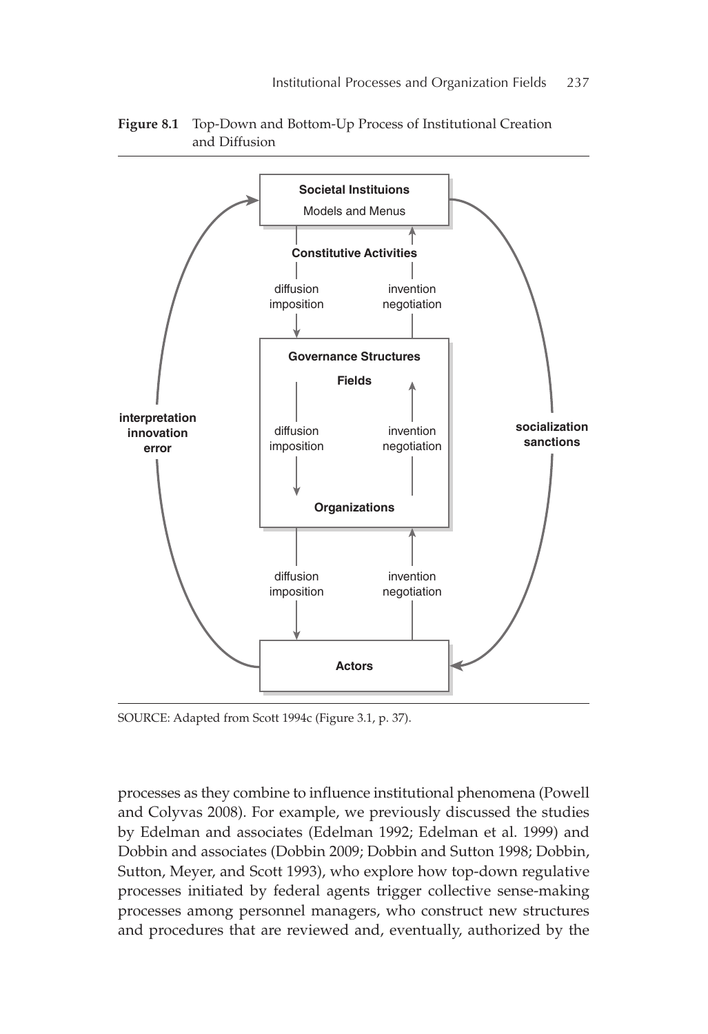**Figure 8.1** Top-Down and Bottom-Up Process of Institutional Creation and Diffusion

Societal Instituions

Models and Menus

Constitutive Activities

diffusion imposition

invention negotiation

Governance Structures

Fields

diffusion imposition

invention negotiation

Organizations

diffusion imposition

invention negotiation

Actors

interpretation innovation error

socialization sanctions

SOURCE: Adapted from Scott 1994c (Figure 3.1, p. 37).

processes as they combine to influence institutional phenomena (Powell and Colyvas 2008). For example, we previously discussed the studies by Edelman and associates (Edelman 1992; Edelman et al. 1999) and Dobbin and associates (Dobbin 2009; Dobbin and Sutton 1998; Dobbin, Sutton, Meyer, and Scott 1993), who explore how top-down regulative processes initiated by federal agents trigger collective sense-making processes among personnel managers, who construct new structures and procedures that are reviewed and, eventually, authorized by the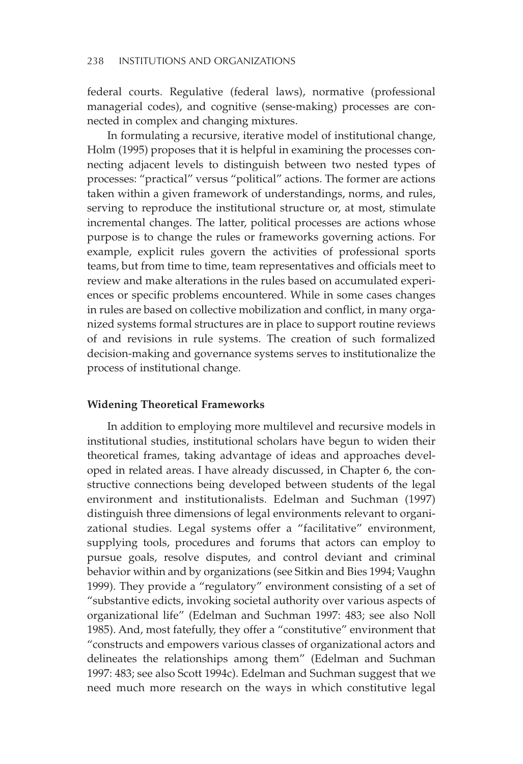federal courts. Regulative (federal laws), normative (professional managerial codes), and cognitive (sense-making) processes are connected in complex and changing mixtures.

In formulating a recursive, iterative model of institutional change, Holm (1995) proposes that it is helpful in examining the processes connecting adjacent levels to distinguish between two nested types of processes: "practical" versus "political" actions. The former are actions taken within a given framework of understandings, norms, and rules, serving to reproduce the institutional structure or, at most, stimulate incremental changes. The latter, political processes are actions whose purpose is to change the rules or frameworks governing actions. For example, explicit rules govern the activities of professional sports teams, but from time to time, team representatives and officials meet to review and make alterations in the rules based on accumulated experiences or specific problems encountered. While in some cases changes in rules are based on collective mobilization and conflict, in many organized systems formal structures are in place to support routine reviews of and revisions in rule systems. The creation of such formalized decision-making and governance systems serves to institutionalize the process of institutional change.

### Widening Theoretical Frameworks

In addition to employing more multilevel and recursive models in institutional studies, institutional scholars have begun to widen their theoretical frames, taking advantage of ideas and approaches developed in related areas. I have already discussed, in Chapter 6, the constructive connections being developed between students of the legal environment and institutionalists. Edelman and Suchman (1997) distinguish three dimensions of legal environments relevant to organizational studies. Legal systems offer a "facilitative" environment, supplying tools, procedures and forums that actors can employ to pursue goals, resolve disputes, and control deviant and criminal behavior within and by organizations (see Sitkin and Bies 1994; Vaughn 1999). They provide a "regulatory" environment consisting of a set of "substantive edicts, invoking societal authority over various aspects of organizational life" (Edelman and Suchman 1997: 483; see also Noll 1985). And, most fatefully, they offer a "constitutive" environment that "constructs and empowers various classes of organizational actors and delineates the relationships among them" (Edelman and Suchman 1997: 483; see also Scott 1994c). Edelman and Suchman suggest that we need much more research on the ways in which constitutive legal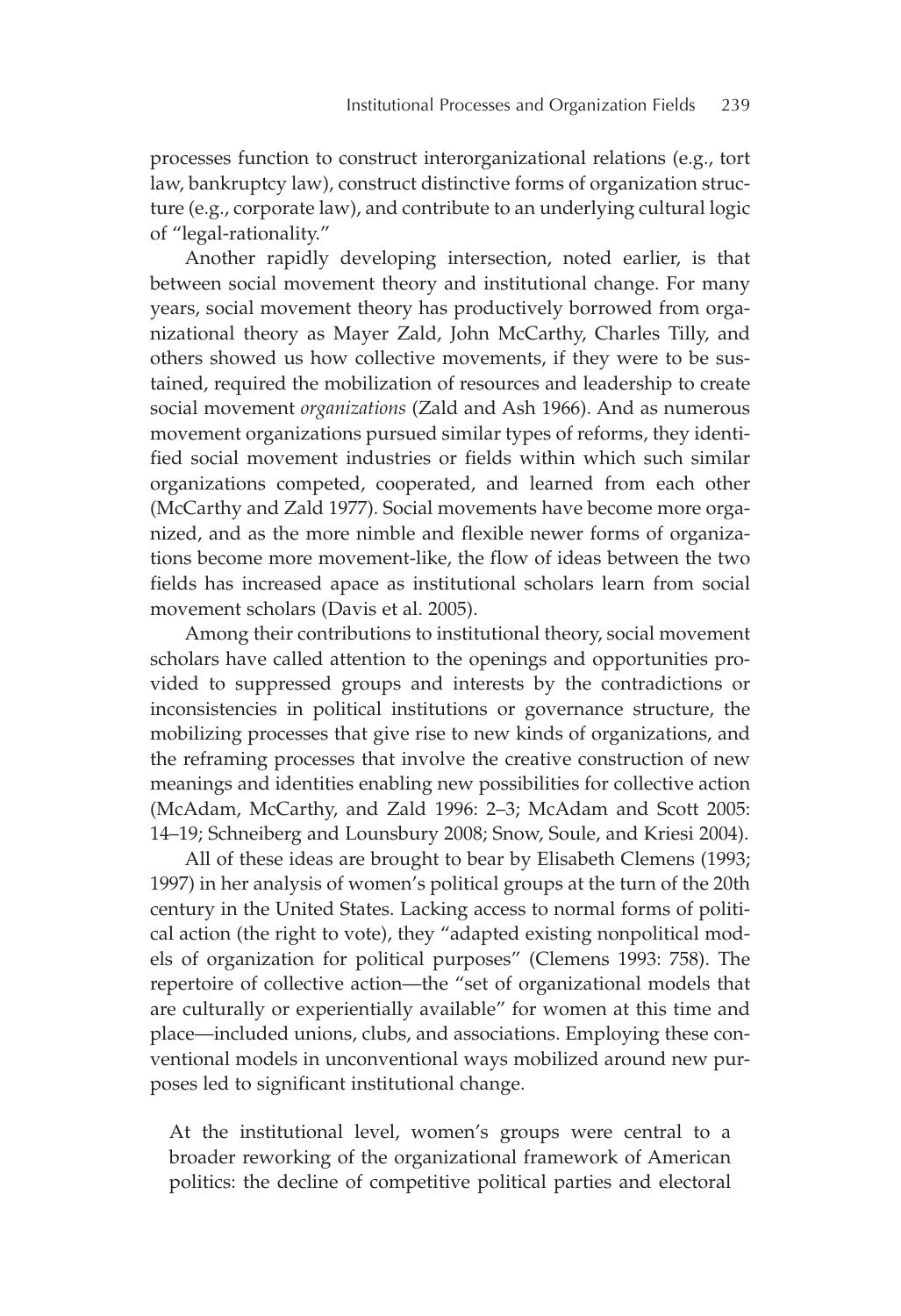processes function to construct interorganizational relations (e.g., tort law, bankruptcy law), construct distinctive forms of organization structure (e.g., corporate law), and contribute to an underlying cultural logic of "legal-rationality."

Another rapidly developing intersection, noted earlier, is that between social movement theory and institutional change. For many years, social movement theory has productively borrowed from organizational theory as Mayer Zald, John McCarthy, Charles Tilly, and others showed us how collective movements, if they were to be sustained, required the mobilization of resources and leadership to create social movement *organizations* (Zald and Ash 1966). And as numerous movement organizations pursued similar types of reforms, they identified social movement industries or fields within which such similar organizations competed, cooperated, and learned from each other (McCarthy and Zald 1977). Social movements have become more organized, and as the more nimble and flexible newer forms of organizations become more movement-like, the flow of ideas between the two fields has increased apace as institutional scholars learn from social movement scholars (Davis et al. 2005).

Among their contributions to institutional theory, social movement scholars have called attention to the openings and opportunities provided to suppressed groups and interests by the contradictions or inconsistencies in political institutions or governance structure, the mobilizing processes that give rise to new kinds of organizations, and the reframing processes that involve the creative construction of new meanings and identities enabling new possibilities for collective action (McAdam, McCarthy, and Zald 1996: 2–3; McAdam and Scott 2005: 14–19; Schneiberg and Lounsbury 2008; Snow, Soule, and Kriesi 2004).

All of these ideas are brought to bear by Elisabeth Clemens (1993; 1997) in her analysis of women's political groups at the turn of the 20th century in the United States. Lacking access to normal forms of political action (the right to vote), they "adapted existing nonpolitical models of organization for political purposes" (Clemens 1993: 758). The repertoire of collective action—the "set of organizational models that are culturally or experientially available" for women at this time and place—included unions, clubs, and associations. Employing these conventional models in unconventional ways mobilized around new purposes led to significant institutional change.

> At the institutional level, women's groups were central to a broader reworking of the organizational framework of American politics: the decline of competitive political parties and electoral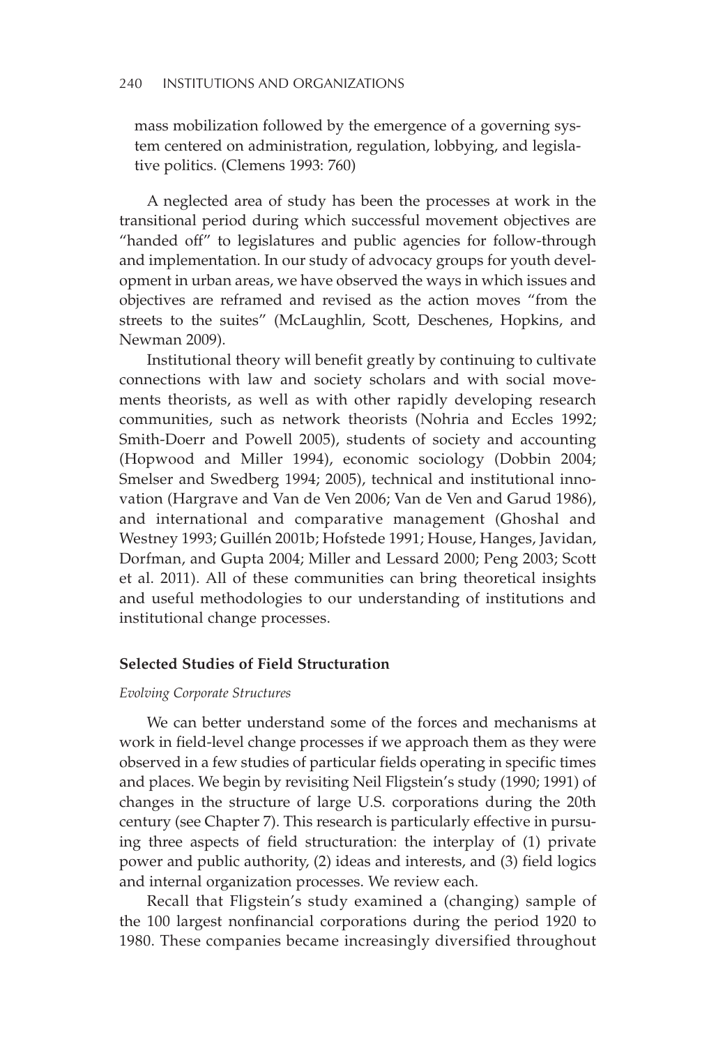mass mobilization followed by the emergence of a governing system centered on administration, regulation, lobbying, and legislative politics. (Clemens 1993: 760)

A neglected area of study has been the processes at work in the transitional period during which successful movement objectives are "handed off" to legislatures and public agencies for follow-through and implementation. In our study of advocacy groups for youth development in urban areas, we have observed the ways in which issues and objectives are reframed and revised as the action moves "from the streets to the suites" (McLaughlin, Scott, Deschenes, Hopkins, and Newman 2009).

Institutional theory will benefit greatly by continuing to cultivate connections with law and society scholars and with social movements theorists, as well as with other rapidly developing research communities, such as network theorists (Nohria and Eccles 1992; Smith-Doerr and Powell 2005), students of society and accounting (Hopwood and Miller 1994), economic sociology (Dobbin 2004; Smelser and Swedberg 1994; 2005), technical and institutional innovation (Hargrave and Van de Ven 2006; Van de Ven and Garud 1986), and international and comparative management (Ghoshal and Westney 1993; Guillén 2001b; Hofstede 1991; House, Hanges, Javidan, Dorfman, and Gupta 2004; Miller and Lessard 2000; Peng 2003; Scott et al. 2011). All of these communities can bring theoretical insights and useful methodologies to our understanding of institutions and institutional change processes.

### Selected Studies of Field Structuration

#### *Evolving Corporate Structures*

We can better understand some of the forces and mechanisms at work in field-level change processes if we approach them as they were observed in a few studies of particular fields operating in specific times and places. We begin by revisiting Neil Fligstein's study (1990; 1991) of changes in the structure of large U.S. corporations during the 20th century (see Chapter 7). This research is particularly effective in pursuing three aspects of field structuration: the interplay of (1) private power and public authority, (2) ideas and interests, and (3) field logics and internal organization processes. We review each.

Recall that Fligstein's study examined a (changing) sample of the 100 largest nonfinancial corporations during the period 1920 to 1980. These companies became increasingly diversified throughout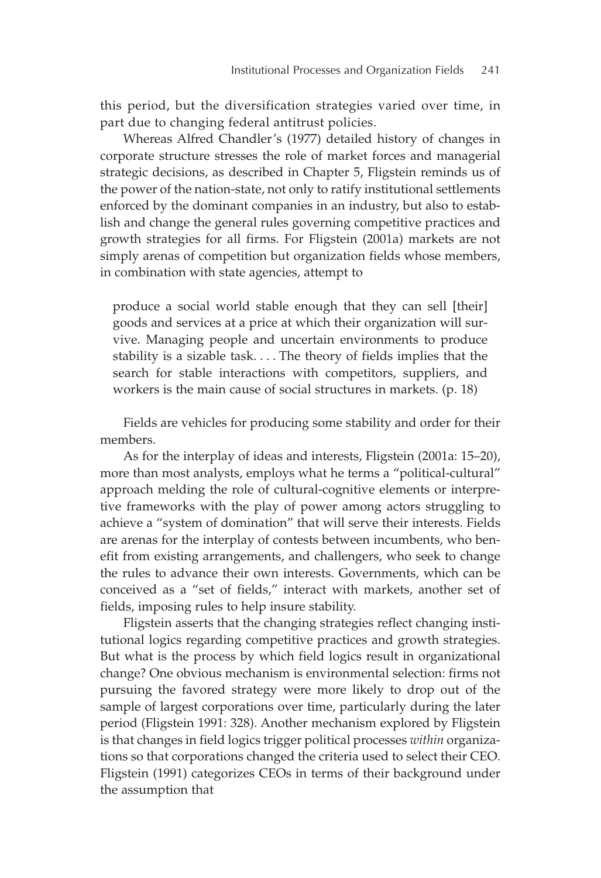this period, but the diversification strategies varied over time, in part due to changing federal antitrust policies.

Whereas Alfred Chandler's (1977) detailed history of changes in corporate structure stresses the role of market forces and managerial strategic decisions, as described in Chapter 5, Fligstein reminds us of the power of the nation-state, not only to ratify institutional settlements enforced by the dominant companies in an industry, but also to establish and change the general rules governing competitive practices and growth strategies for all firms. For Fligstein (2001a) markets are not simply arenas of competition but organization fields whose members, in combination with state agencies, attempt to

> produce a social world stable enough that they can sell [their] goods and services at a price at which their organization will survive. Managing people and uncertain environments to produce stability is a sizable task. . . . The theory of fields implies that the search for stable interactions with competitors, suppliers, and workers is the main cause of social structures in markets. (p. 18)

Fields are vehicles for producing some stability and order for their members.

As for the interplay of ideas and interests, Fligstein (2001a: 15–20), more than most analysts, employs what he terms a "political-cultural" approach melding the role of cultural-cognitive elements or interpretive frameworks with the play of power among actors struggling to achieve a "system of domination" that will serve their interests. Fields are arenas for the interplay of contests between incumbents, who benefit from existing arrangements, and challengers, who seek to change the rules to advance their own interests. Governments, which can be conceived as a "set of fields," interact with markets, another set of fields, imposing rules to help insure stability.

Fligstein asserts that the changing strategies reflect changing institutional logics regarding competitive practices and growth strategies. But what is the process by which field logics result in organizational change? One obvious mechanism is environmental selection: firms not pursuing the favored strategy were more likely to drop out of the sample of largest corporations over time, particularly during the later period (Fligstein 1991: 328). Another mechanism explored by Fligstein is that changes in field logics trigger political processes *within* organizations so that corporations changed the criteria used to select their CEO. Fligstein (1991) categorizes CEOs in terms of their background under the assumption that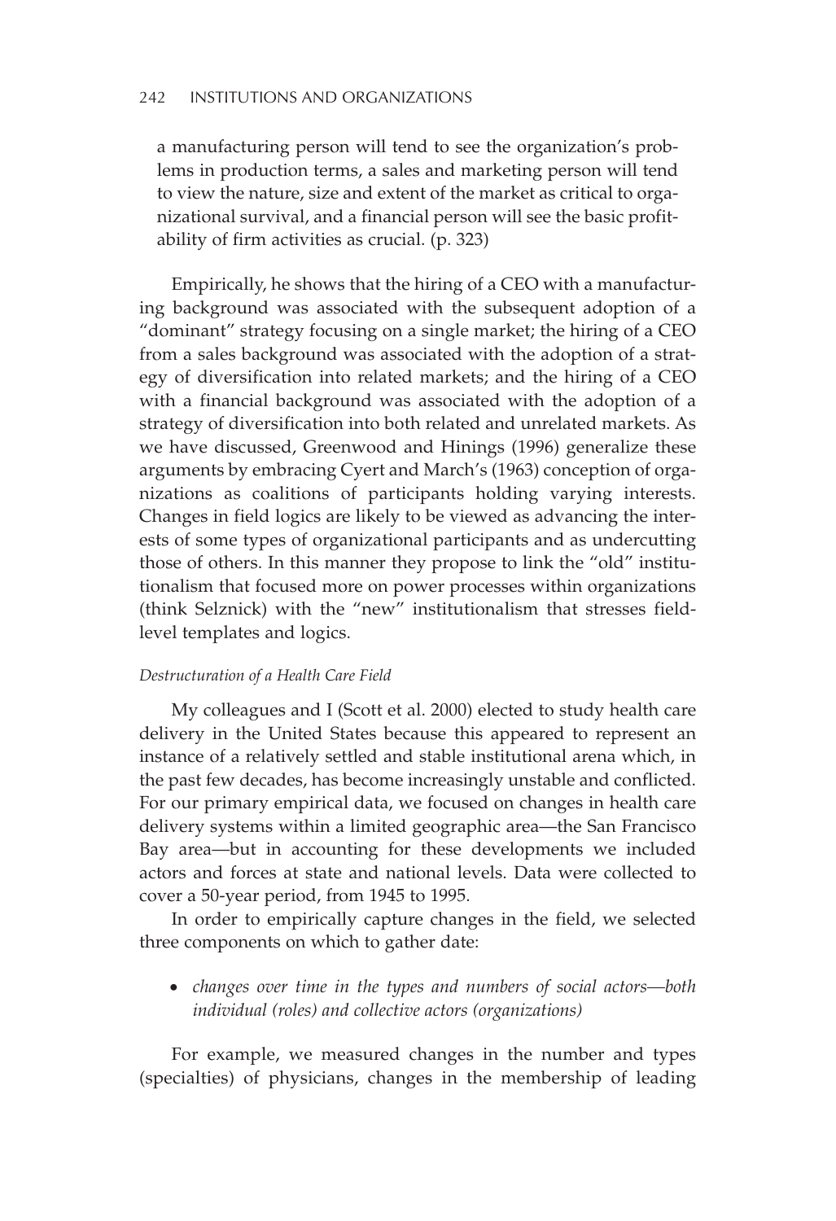> a manufacturing person will tend to see the organization's problems in production terms, a sales and marketing person will tend to view the nature, size and extent of the market as critical to organizational survival, and a financial person will see the basic profitability of firm activities as crucial. (p. 323)

Empirically, he shows that the hiring of a CEO with a manufacturing background was associated with the subsequent adoption of a "dominant" strategy focusing on a single market; the hiring of a CEO from a sales background was associated with the adoption of a strategy of diversification into related markets; and the hiring of a CEO with a financial background was associated with the adoption of a strategy of diversification into both related and unrelated markets. As we have discussed, Greenwood and Hinings (1996) generalize these arguments by embracing Cyert and March's (1963) conception of organizations as coalitions of participants holding varying interests. Changes in field logics are likely to be viewed as advancing the interests of some types of organizational participants and as undercutting those of others. In this manner they propose to link the "old" institutionalism that focused more on power processes within organizations (think Selznick) with the "new" institutionalism that stresses field-level templates and logics.

*Destructuration of a Health Care Field*

My colleagues and I (Scott et al. 2000) elected to study health care delivery in the United States because this appeared to represent an instance of a relatively settled and stable institutional arena which, in the past few decades, has become increasingly unstable and conflicted. For our primary empirical data, we focused on changes in health care delivery systems within a limited geographic area—the San Francisco Bay area—but in accounting for these developments we included actors and forces at state and national levels. Data were collected to cover a 50-year period, from 1945 to 1995.

In order to empirically capture changes in the field, we selected three components on which to gather date:

- *changes over time in the types and numbers of social actors—both individual (roles) and collective actors (organizations)*

For example, we measured changes in the number and types (specialties) of physicians, changes in the membership of leading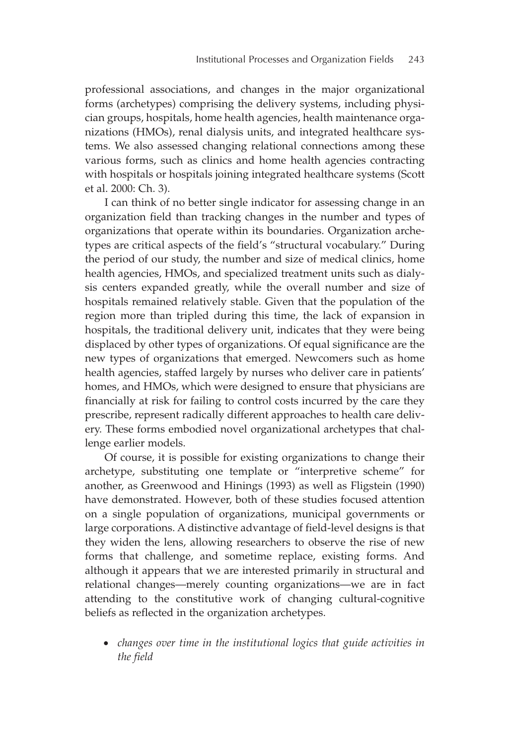professional associations, and changes in the major organizational forms (archetypes) comprising the delivery systems, including physician groups, hospitals, home health agencies, health maintenance organizations (HMOs), renal dialysis units, and integrated healthcare systems. We also assessed changing relational connections among these various forms, such as clinics and home health agencies contracting with hospitals or hospitals joining integrated healthcare systems (Scott et al. 2000: Ch. 3).

I can think of no better single indicator for assessing change in an organization field than tracking changes in the number and types of organizations that operate within its boundaries. Organization archetypes are critical aspects of the field's "structural vocabulary." During the period of our study, the number and size of medical clinics, home health agencies, HMOs, and specialized treatment units such as dialysis centers expanded greatly, while the overall number and size of hospitals remained relatively stable. Given that the population of the region more than tripled during this time, the lack of expansion in hospitals, the traditional delivery unit, indicates that they were being displaced by other types of organizations. Of equal significance are the new types of organizations that emerged. Newcomers such as home health agencies, staffed largely by nurses who deliver care in patients' homes, and HMOs, which were designed to ensure that physicians are financially at risk for failing to control costs incurred by the care they prescribe, represent radically different approaches to health care delivery. These forms embodied novel organizational archetypes that challenge earlier models.

Of course, it is possible for existing organizations to change their archetype, substituting one template or "interpretive scheme" for another, as Greenwood and Hinings (1993) as well as Fligstein (1990) have demonstrated. However, both of these studies focused attention on a single population of organizations, municipal governments or large corporations. A distinctive advantage of field-level designs is that they widen the lens, allowing researchers to observe the rise of new forms that challenge, and sometime replace, existing forms. And although it appears that we are interested primarily in structural and relational changes—merely counting organizations—we are in fact attending to the constitutive work of changing cultural-cognitive beliefs as reflected in the organization archetypes.

- *changes over time in the institutional logics that guide activities in the field*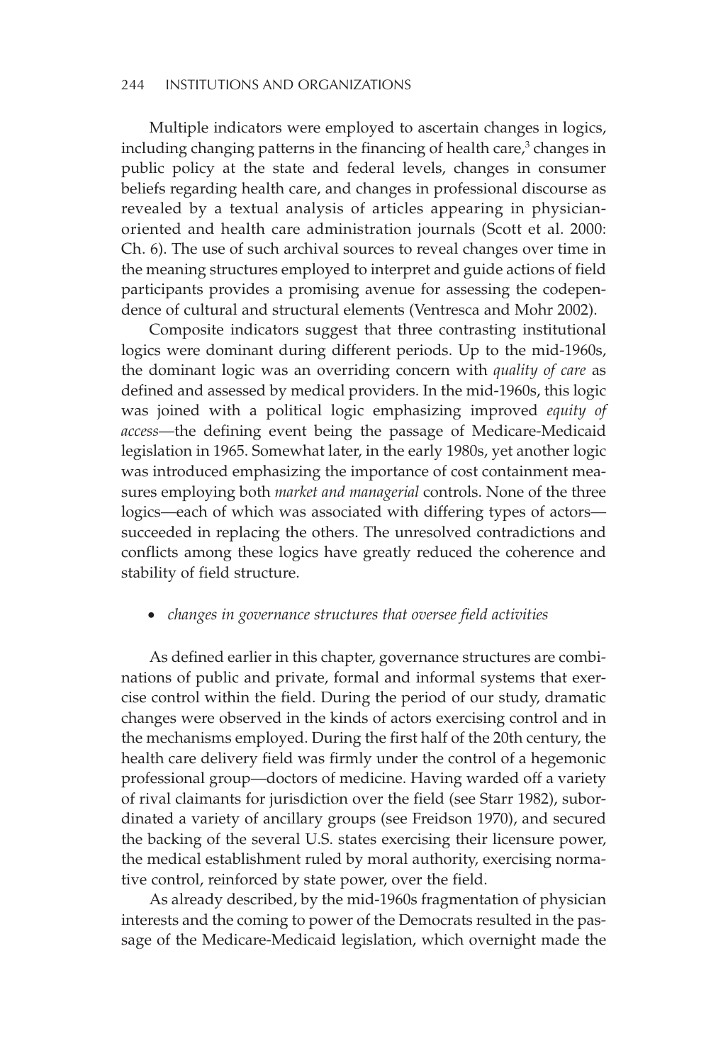Multiple indicators were employed to ascertain changes in logics, including changing patterns in the financing of health care,[3] changes in public policy at the state and federal levels, changes in consumer beliefs regarding health care, and changes in professional discourse as revealed by a textual analysis of articles appearing in physician-oriented and health care administration journals (Scott et al. 2000: Ch. 6). The use of such archival sources to reveal changes over time in the meaning structures employed to interpret and guide actions of field participants provides a promising avenue for assessing the codependence of cultural and structural elements (Ventresca and Mohr 2002).

Composite indicators suggest that three contrasting institutional logics were dominant during different periods. Up to the mid-1960s, the dominant logic was an overriding concern with *quality of care* as defined and assessed by medical providers. In the mid-1960s, this logic was joined with a political logic emphasizing improved *equity of access*—the defining event being the passage of Medicare-Medicaid legislation in 1965. Somewhat later, in the early 1980s, yet another logic was introduced emphasizing the importance of cost containment measures employing both *market and managerial* controls. None of the three logics—each of which was associated with differing types of actors—succeeded in replacing the others. The unresolved contradictions and conflicts among these logics have greatly reduced the coherence and stability of field structure.

- *changes in governance structures that oversee field activities*

As defined earlier in this chapter, governance structures are combinations of public and private, formal and informal systems that exercise control within the field. During the period of our study, dramatic changes were observed in the kinds of actors exercising control and in the mechanisms employed. During the first half of the 20th century, the health care delivery field was firmly under the control of a hegemonic professional group—doctors of medicine. Having warded off a variety of rival claimants for jurisdiction over the field (see Starr 1982), subordinated a variety of ancillary groups (see Freidson 1970), and secured the backing of the several U.S. states exercising their licensure power, the medical establishment ruled by moral authority, exercising normative control, reinforced by state power, over the field.

As already described, by the mid-1960s fragmentation of physician interests and the coming to power of the Democrats resulted in the passage of the Medicare-Medicaid legislation, which overnight made the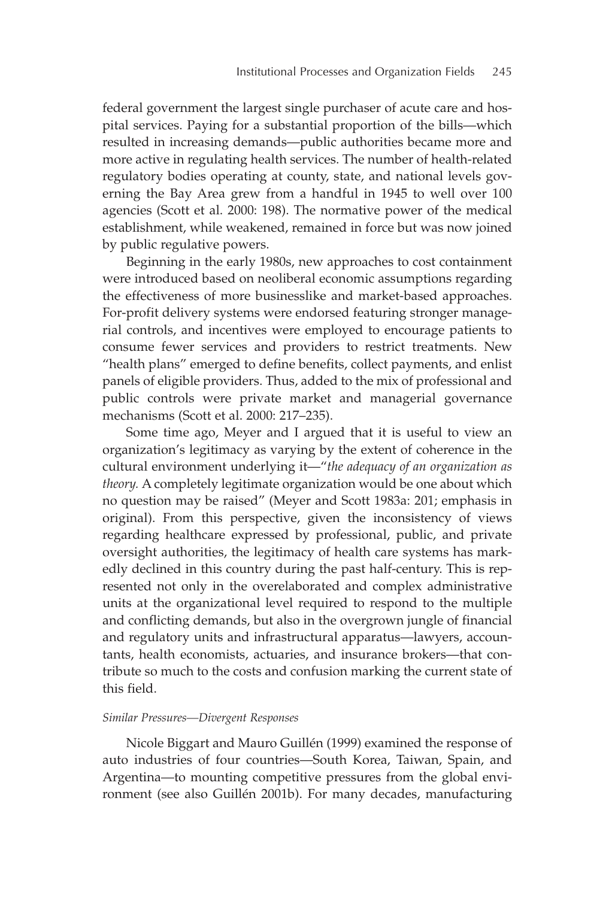federal government the largest single purchaser of acute care and hospital services. Paying for a substantial proportion of the bills—which resulted in increasing demands—public authorities became more and more active in regulating health services. The number of health-related regulatory bodies operating at county, state, and national levels governing the Bay Area grew from a handful in 1945 to well over 100 agencies (Scott et al. 2000: 198). The normative power of the medical establishment, while weakened, remained in force but was now joined by public regulative powers.

Beginning in the early 1980s, new approaches to cost containment were introduced based on neoliberal economic assumptions regarding the effectiveness of more businesslike and market-based approaches. For-profit delivery systems were endorsed featuring stronger managerial controls, and incentives were employed to encourage patients to consume fewer services and providers to restrict treatments. New "health plans" emerged to define benefits, collect payments, and enlist panels of eligible providers. Thus, added to the mix of professional and public controls were private market and managerial governance mechanisms (Scott et al. 2000: 217–235).

Some time ago, Meyer and I argued that it is useful to view an organization's legitimacy as varying by the extent of coherence in the cultural environment underlying it—"*the adequacy of an organization as theory.* A completely legitimate organization would be one about which no question may be raised" (Meyer and Scott 1983a: 201; emphasis in original). From this perspective, given the inconsistency of views regarding healthcare expressed by professional, public, and private oversight authorities, the legitimacy of health care systems has markedly declined in this country during the past half-century. This is represented not only in the overelaborated and complex administrative units at the organizational level required to respond to the multiple and conflicting demands, but also in the overgrown jungle of financial and regulatory units and infrastructural apparatus—lawyers, accountants, health economists, actuaries, and insurance brokers—that contribute so much to the costs and confusion marking the current state of this field.

*Similar Pressures—Divergent Responses*

Nicole Biggart and Mauro Guillén (1999) examined the response of auto industries of four countries—South Korea, Taiwan, Spain, and Argentina—to mounting competitive pressures from the global environment (see also Guillén 2001b). For many decades, manufacturing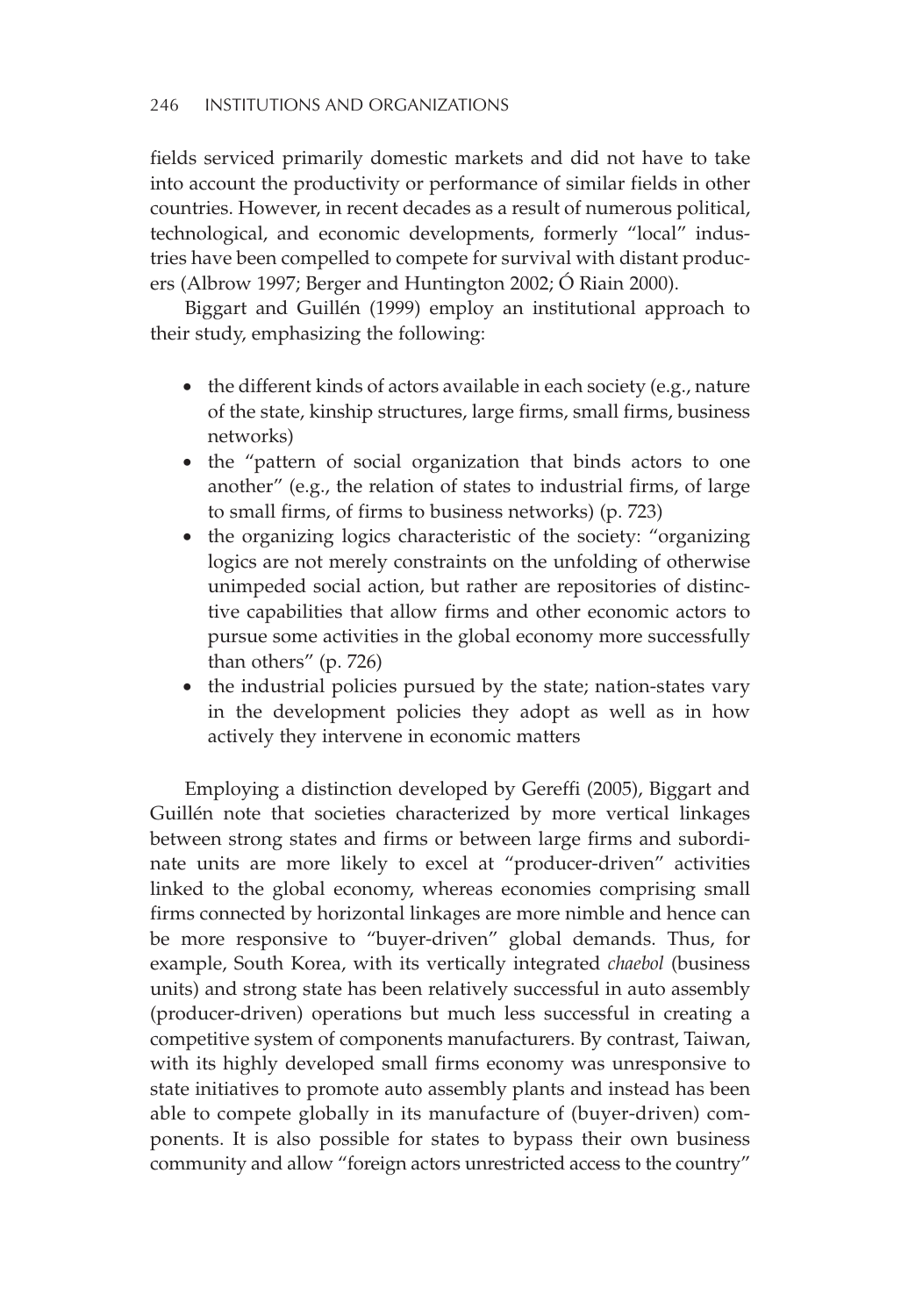fields serviced primarily domestic markets and did not have to take into account the productivity or performance of similar fields in other countries. However, in recent decades as a result of numerous political, technological, and economic developments, formerly "local" industries have been compelled to compete for survival with distant producers (Albrow 1997; Berger and Huntington 2002; Ó Riain 2000).

Biggart and Guillén (1999) employ an institutional approach to their study, emphasizing the following:

- the different kinds of actors available in each society (e.g., nature of the state, kinship structures, large firms, small firms, business networks)
- the "pattern of social organization that binds actors to one another" (e.g., the relation of states to industrial firms, of large to small firms, of firms to business networks) (p. 723)
- the organizing logics characteristic of the society: "organizing logics are not merely constraints on the unfolding of otherwise unimpeded social action, but rather are repositories of distinctive capabilities that allow firms and other economic actors to pursue some activities in the global economy more successfully than others" (p. 726)
- the industrial policies pursued by the state; nation-states vary in the development policies they adopt as well as in how actively they intervene in economic matters

Employing a distinction developed by Gereffi (2005), Biggart and Guillén note that societies characterized by more vertical linkages between strong states and firms or between large firms and subordinate units are more likely to excel at "producer-driven" activities linked to the global economy, whereas economies comprising small firms connected by horizontal linkages are more nimble and hence can be more responsive to "buyer-driven" global demands. Thus, for example, South Korea, with its vertically integrated *chaebol* (business units) and strong state has been relatively successful in auto assembly (producer-driven) operations but much less successful in creating a competitive system of components manufacturers. By contrast, Taiwan, with its highly developed small firms economy was unresponsive to state initiatives to promote auto assembly plants and instead has been able to compete globally in its manufacture of (buyer-driven) components. It is also possible for states to bypass their own business community and allow "foreign actors unrestricted access to the country"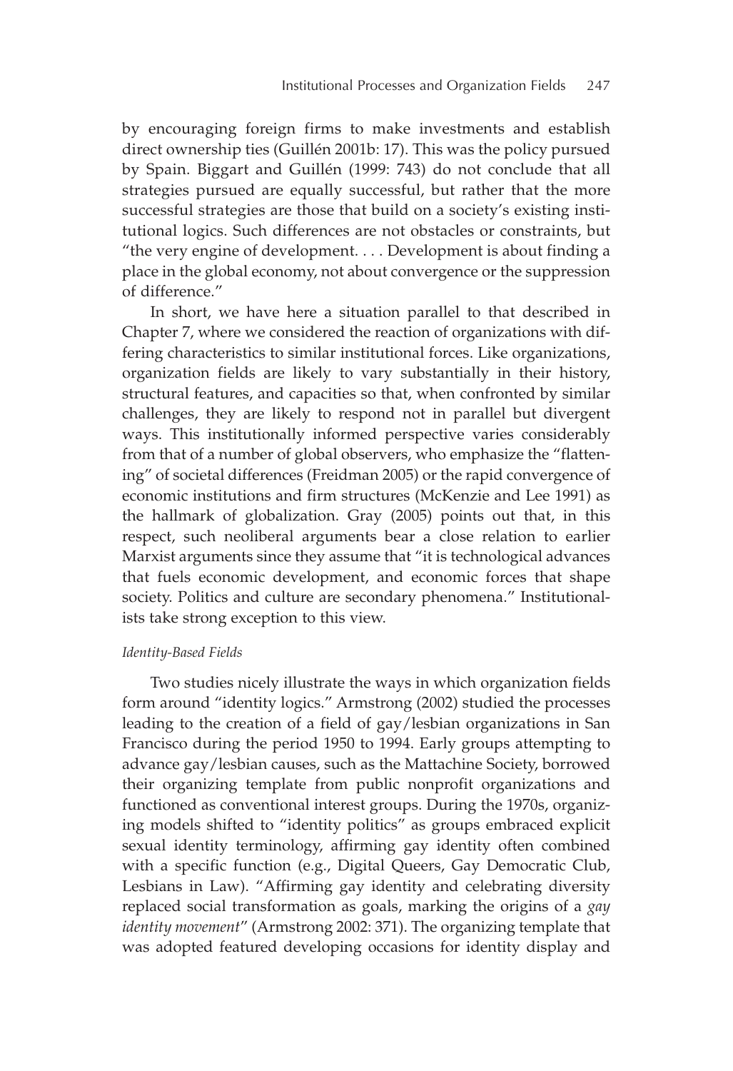by encouraging foreign firms to make investments and establish direct ownership ties (Guillén 2001b: 17). This was the policy pursued by Spain. Biggart and Guillén (1999: 743) do not conclude that all strategies pursued are equally successful, but rather that the more successful strategies are those that build on a society's existing institutional logics. Such differences are not obstacles or constraints, but "the very engine of development. . . . Development is about finding a place in the global economy, not about convergence or the suppression of difference."

In short, we have here a situation parallel to that described in Chapter 7, where we considered the reaction of organizations with differing characteristics to similar institutional forces. Like organizations, organization fields are likely to vary substantially in their history, structural features, and capacities so that, when confronted by similar challenges, they are likely to respond not in parallel but divergent ways. This institutionally informed perspective varies considerably from that of a number of global observers, who emphasize the "flattening" of societal differences (Freidman 2005) or the rapid convergence of economic institutions and firm structures (McKenzie and Lee 1991) as the hallmark of globalization. Gray (2005) points out that, in this respect, such neoliberal arguments bear a close relation to earlier Marxist arguments since they assume that "it is technological advances that fuels economic development, and economic forces that shape society. Politics and culture are secondary phenomena." Institutionalists take strong exception to this view.

*Identity-Based Fields*

Two studies nicely illustrate the ways in which organization fields form around "identity logics." Armstrong (2002) studied the processes leading to the creation of a field of gay/lesbian organizations in San Francisco during the period 1950 to 1994. Early groups attempting to advance gay/lesbian causes, such as the Mattachine Society, borrowed their organizing template from public nonprofit organizations and functioned as conventional interest groups. During the 1970s, organizing models shifted to "identity politics" as groups embraced explicit sexual identity terminology, affirming gay identity often combined with a specific function (e.g., Digital Queers, Gay Democratic Club, Lesbians in Law). "Affirming gay identity and celebrating diversity replaced social transformation as goals, marking the origins of a *gay identity movement*" (Armstrong 2002: 371). The organizing template that was adopted featured developing occasions for identity display and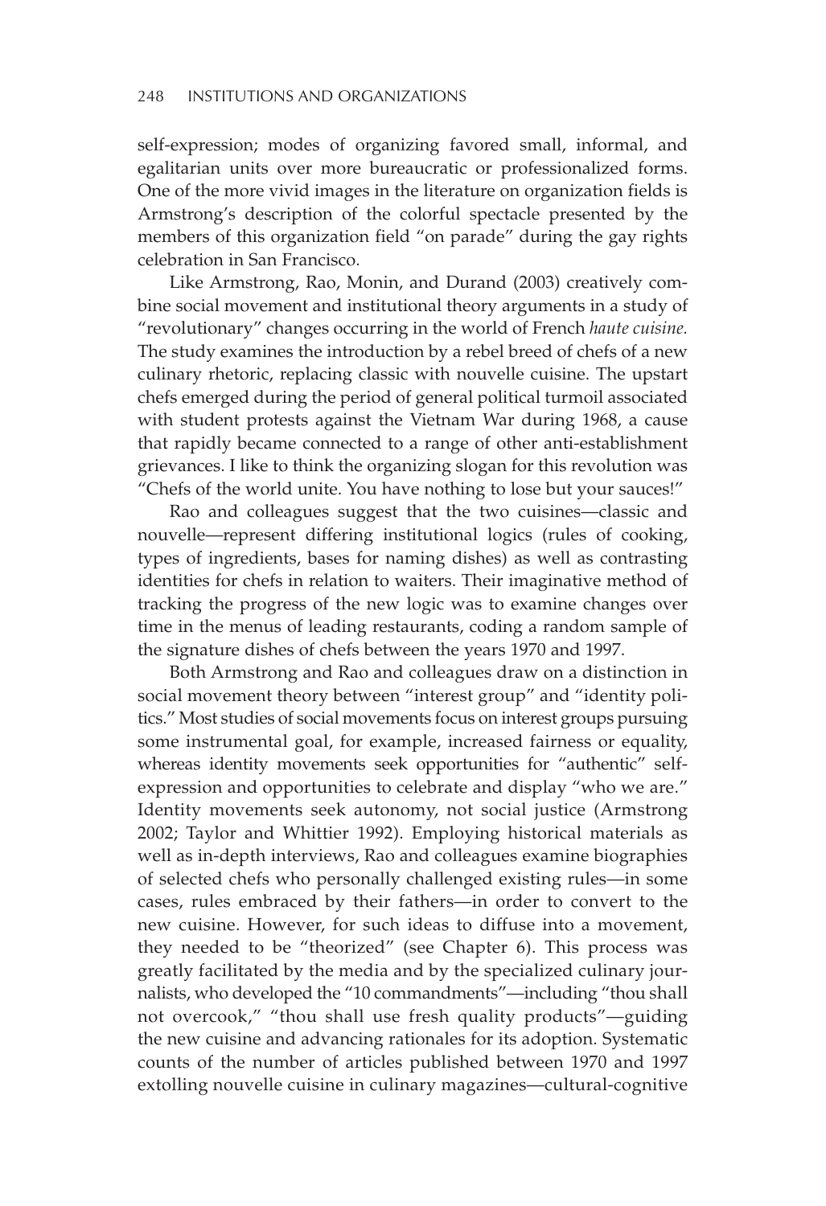self-expression; modes of organizing favored small, informal, and egalitarian units over more bureaucratic or professionalized forms. One of the more vivid images in the literature on organization fields is Armstrong's description of the colorful spectacle presented by the members of this organization field "on parade" during the gay rights celebration in San Francisco.

Like Armstrong, Rao, Monin, and Durand (2003) creatively combine social movement and institutional theory arguments in a study of "revolutionary" changes occurring in the world of French *haute cuisine.* The study examines the introduction by a rebel breed of chefs of a new culinary rhetoric, replacing classic with nouvelle cuisine. The upstart chefs emerged during the period of general political turmoil associated with student protests against the Vietnam War during 1968, a cause that rapidly became connected to a range of other anti-establishment grievances. I like to think the organizing slogan for this revolution was "Chefs of the world unite. You have nothing to lose but your sauces!"

Rao and colleagues suggest that the two cuisines—classic and nouvelle—represent differing institutional logics (rules of cooking, types of ingredients, bases for naming dishes) as well as contrasting identities for chefs in relation to waiters. Their imaginative method of tracking the progress of the new logic was to examine changes over time in the menus of leading restaurants, coding a random sample of the signature dishes of chefs between the years 1970 and 1997.

Both Armstrong and Rao and colleagues draw on a distinction in social movement theory between "interest group" and "identity politics." Most studies of social movements focus on interest groups pursuing some instrumental goal, for example, increased fairness or equality, whereas identity movements seek opportunities for "authentic" self-expression and opportunities to celebrate and display "who we are." Identity movements seek autonomy, not social justice (Armstrong 2002; Taylor and Whittier 1992). Employing historical materials as well as in-depth interviews, Rao and colleagues examine biographies of selected chefs who personally challenged existing rules—in some cases, rules embraced by their fathers—in order to convert to the new cuisine. However, for such ideas to diffuse into a movement, they needed to be "theorized" (see Chapter 6). This process was greatly facilitated by the media and by the specialized culinary journalists, who developed the "10 commandments"—including "thou shall not overcook," "thou shall use fresh quality products"—guiding the new cuisine and advancing rationales for its adoption. Systematic counts of the number of articles published between 1970 and 1997 extolling nouvelle cuisine in culinary magazines—cultural-cognitive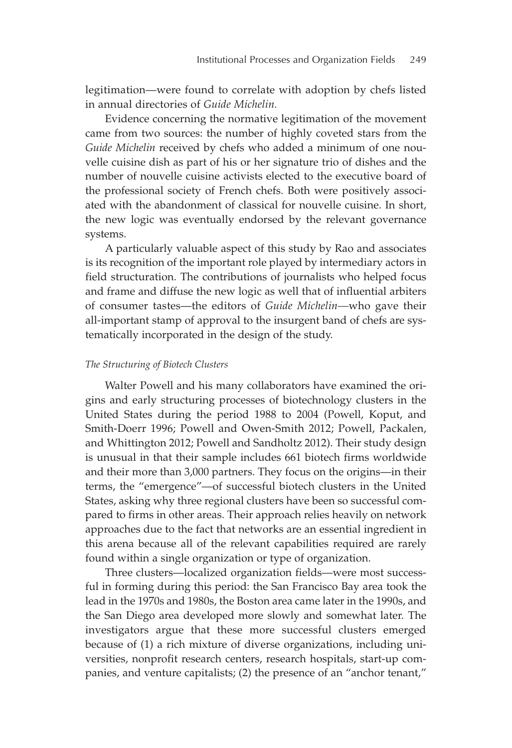legitimation—were found to correlate with adoption by chefs listed in annual directories of *Guide Michelin.*

Evidence concerning the normative legitimation of the movement came from two sources: the number of highly coveted stars from the *Guide Michelin* received by chefs who added a minimum of one nouvelle cuisine dish as part of his or her signature trio of dishes and the number of nouvelle cuisine activists elected to the executive board of the professional society of French chefs. Both were positively associated with the abandonment of classical for nouvelle cuisine. In short, the new logic was eventually endorsed by the relevant governance systems.

A particularly valuable aspect of this study by Rao and associates is its recognition of the important role played by intermediary actors in field structuration. The contributions of journalists who helped focus and frame and diffuse the new logic as well that of influential arbiters of consumer tastes—the editors of *Guide Michelin*—who gave their all-important stamp of approval to the insurgent band of chefs are systematically incorporated in the design of the study.

### *The Structuring of Biotech Clusters*

Walter Powell and his many collaborators have examined the origins and early structuring processes of biotechnology clusters in the United States during the period 1988 to 2004 (Powell, Koput, and Smith-Doerr 1996; Powell and Owen-Smith 2012; Powell, Packalen, and Whittington 2012; Powell and Sandholtz 2012). Their study design is unusual in that their sample includes 661 biotech firms worldwide and their more than 3,000 partners. They focus on the origins—in their terms, the "emergence"—of successful biotech clusters in the United States, asking why three regional clusters have been so successful compared to firms in other areas. Their approach relies heavily on network approaches due to the fact that networks are an essential ingredient in this arena because all of the relevant capabilities required are rarely found within a single organization or type of organization.

Three clusters—localized organization fields—were most successful in forming during this period: the San Francisco Bay area took the lead in the 1970s and 1980s, the Boston area came later in the 1990s, and the San Diego area developed more slowly and somewhat later. The investigators argue that these more successful clusters emerged because of (1) a rich mixture of diverse organizations, including universities, nonprofit research centers, research hospitals, start-up companies, and venture capitalists; (2) the presence of an "anchor tenant,"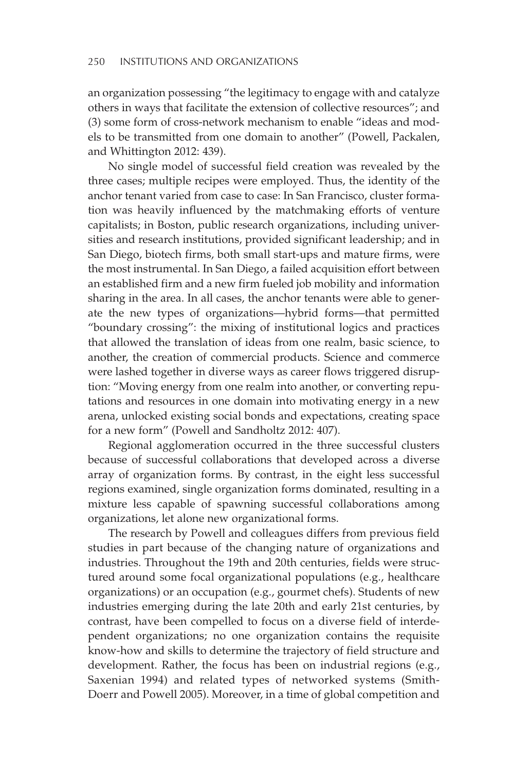an organization possessing "the legitimacy to engage with and catalyze others in ways that facilitate the extension of collective resources"; and (3) some form of cross-network mechanism to enable "ideas and models to be transmitted from one domain to another" (Powell, Packalen, and Whittington 2012: 439).

No single model of successful field creation was revealed by the three cases; multiple recipes were employed. Thus, the identity of the anchor tenant varied from case to case: In San Francisco, cluster formation was heavily influenced by the matchmaking efforts of venture capitalists; in Boston, public research organizations, including universities and research institutions, provided significant leadership; and in San Diego, biotech firms, both small start-ups and mature firms, were the most instrumental. In San Diego, a failed acquisition effort between an established firm and a new firm fueled job mobility and information sharing in the area. In all cases, the anchor tenants were able to generate the new types of organizations—hybrid forms—that permitted "boundary crossing": the mixing of institutional logics and practices that allowed the translation of ideas from one realm, basic science, to another, the creation of commercial products. Science and commerce were lashed together in diverse ways as career flows triggered disruption: "Moving energy from one realm into another, or converting reputations and resources in one domain into motivating energy in a new arena, unlocked existing social bonds and expectations, creating space for a new form" (Powell and Sandholtz 2012: 407).

Regional agglomeration occurred in the three successful clusters because of successful collaborations that developed across a diverse array of organization forms. By contrast, in the eight less successful regions examined, single organization forms dominated, resulting in a mixture less capable of spawning successful collaborations among organizations, let alone new organizational forms.

The research by Powell and colleagues differs from previous field studies in part because of the changing nature of organizations and industries. Throughout the 19th and 20th centuries, fields were structured around some focal organizational populations (e.g., healthcare organizations) or an occupation (e.g., gourmet chefs). Students of new industries emerging during the late 20th and early 21st centuries, by contrast, have been compelled to focus on a diverse field of interdependent organizations; no one organization contains the requisite know-how and skills to determine the trajectory of field structure and development. Rather, the focus has been on industrial regions (e.g., Saxenian 1994) and related types of networked systems (Smith-Doerr and Powell 2005). Moreover, in a time of global competition and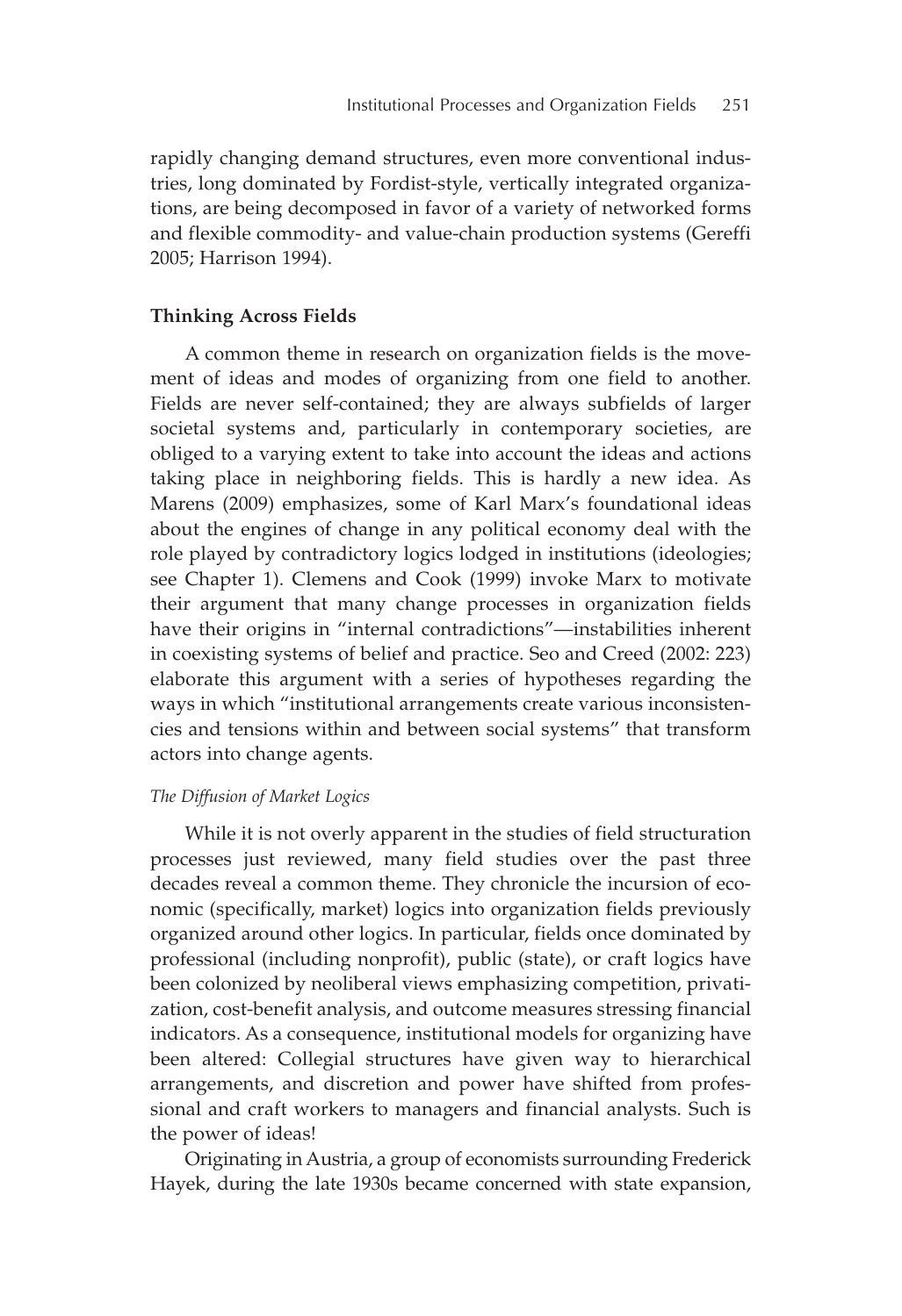rapidly changing demand structures, even more conventional industries, long dominated by Fordist-style, vertically integrated organizations, are being decomposed in favor of a variety of networked forms and flexible commodity- and value-chain production systems (Gereffi 2005; Harrison 1994).

### Thinking Across Fields

A common theme in research on organization fields is the movement of ideas and modes of organizing from one field to another. Fields are never self-contained; they are always subfields of larger societal systems and, particularly in contemporary societies, are obliged to a varying extent to take into account the ideas and actions taking place in neighboring fields. This is hardly a new idea. As Marens (2009) emphasizes, some of Karl Marx's foundational ideas about the engines of change in any political economy deal with the role played by contradictory logics lodged in institutions (ideologies; see Chapter 1). Clemens and Cook (1999) invoke Marx to motivate their argument that many change processes in organization fields have their origins in "internal contradictions"—instabilities inherent in coexisting systems of belief and practice. Seo and Creed (2002: 223) elaborate this argument with a series of hypotheses regarding the ways in which "institutional arrangements create various inconsistencies and tensions within and between social systems" that transform actors into change agents.

#### *The Diffusion of Market Logics*

While it is not overly apparent in the studies of field structuration processes just reviewed, many field studies over the past three decades reveal a common theme. They chronicle the incursion of economic (specifically, market) logics into organization fields previously organized around other logics. In particular, fields once dominated by professional (including nonprofit), public (state), or craft logics have been colonized by neoliberal views emphasizing competition, privatization, cost-benefit analysis, and outcome measures stressing financial indicators. As a consequence, institutional models for organizing have been altered: Collegial structures have given way to hierarchical arrangements, and discretion and power have shifted from professional and craft workers to managers and financial analysts. Such is the power of ideas!

Originating in Austria, a group of economists surrounding Frederick Hayek, during the late 1930s became concerned with state expansion,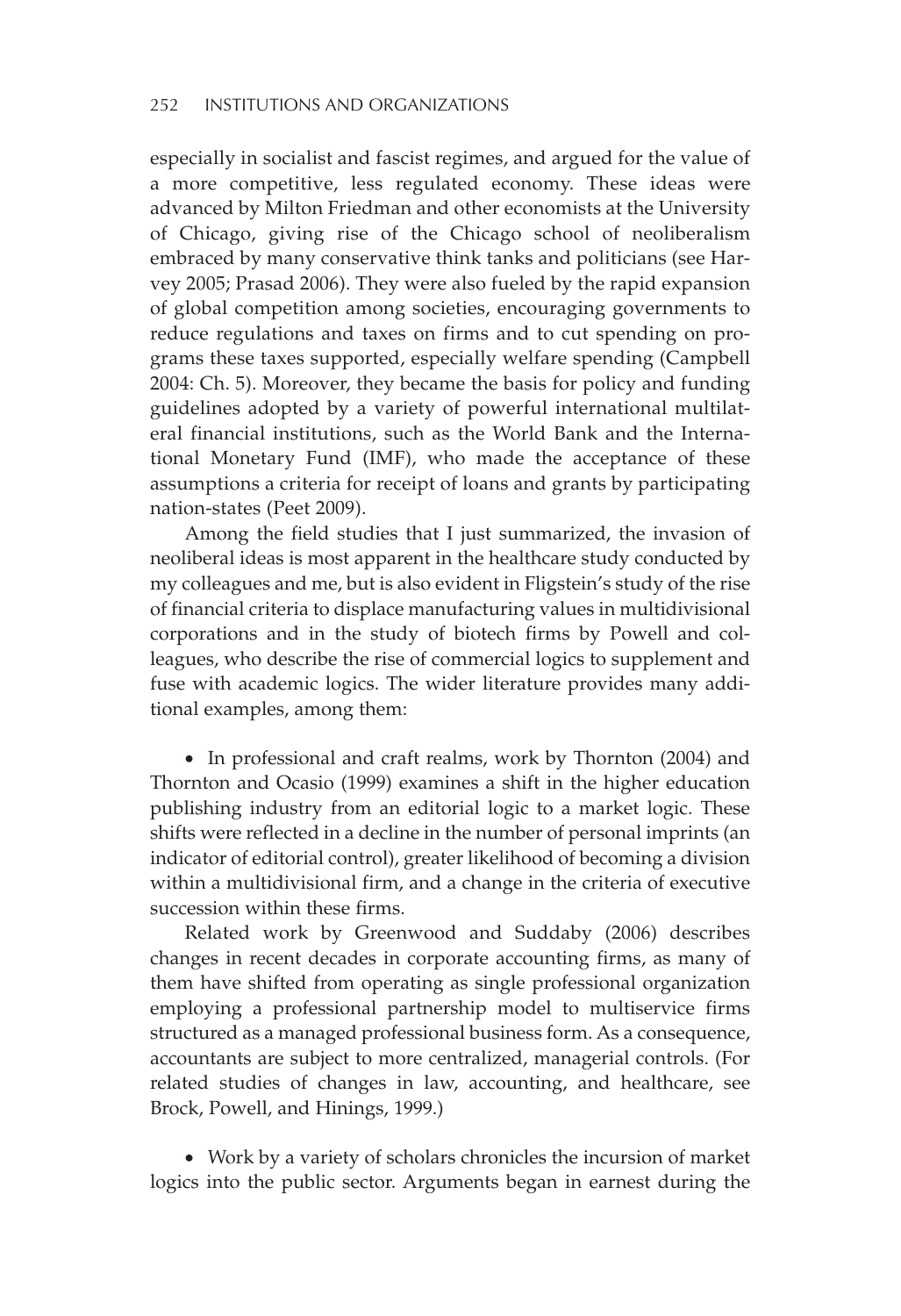especially in socialist and fascist regimes, and argued for the value of a more competitive, less regulated economy. These ideas were advanced by Milton Friedman and other economists at the University of Chicago, giving rise of the Chicago school of neoliberalism embraced by many conservative think tanks and politicians (see Harvey 2005; Prasad 2006). They were also fueled by the rapid expansion of global competition among societies, encouraging governments to reduce regulations and taxes on firms and to cut spending on programs these taxes supported, especially welfare spending (Campbell 2004: Ch. 5). Moreover, they became the basis for policy and funding guidelines adopted by a variety of powerful international multilateral financial institutions, such as the World Bank and the International Monetary Fund (IMF), who made the acceptance of these assumptions a criteria for receipt of loans and grants by participating nation-states (Peet 2009).

Among the field studies that I just summarized, the invasion of neoliberal ideas is most apparent in the healthcare study conducted by my colleagues and me, but is also evident in Fligstein's study of the rise of financial criteria to displace manufacturing values in multidivisional corporations and in the study of biotech firms by Powell and colleagues, who describe the rise of commercial logics to supplement and fuse with academic logics. The wider literature provides many additional examples, among them:

- In professional and craft realms, work by Thornton (2004) and Thornton and Ocasio (1999) examines a shift in the higher education publishing industry from an editorial logic to a market logic. These shifts were reflected in a decline in the number of personal imprints (an indicator of editorial control), greater likelihood of becoming a division within a multidivisional firm, and a change in the criteria of executive succession within these firms.

  Related work by Greenwood and Suddaby (2006) describes changes in recent decades in corporate accounting firms, as many of them have shifted from operating as single professional organization employing a professional partnership model to multiservice firms structured as a managed professional business form. As a consequence, accountants are subject to more centralized, managerial controls. (For related studies of changes in law, accounting, and healthcare, see Brock, Powell, and Hinings, 1999.)

- Work by a variety of scholars chronicles the incursion of market logics into the public sector. Arguments began in earnest during the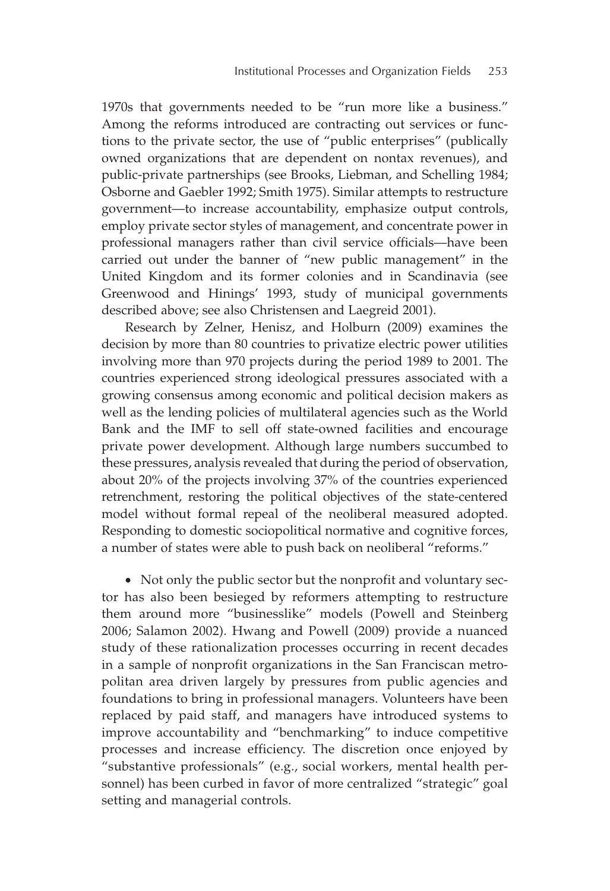1970s that governments needed to be "run more like a business." Among the reforms introduced are contracting out services or functions to the private sector, the use of "public enterprises" (publically owned organizations that are dependent on nontax revenues), and public-private partnerships (see Brooks, Liebman, and Schelling 1984; Osborne and Gaebler 1992; Smith 1975). Similar attempts to restructure government—to increase accountability, emphasize output controls, employ private sector styles of management, and concentrate power in professional managers rather than civil service officials—have been carried out under the banner of "new public management" in the United Kingdom and its former colonies and in Scandinavia (see Greenwood and Hinings' 1993, study of municipal governments described above; see also Christensen and Laegreid 2001).

Research by Zelner, Henisz, and Holburn (2009) examines the decision by more than 80 countries to privatize electric power utilities involving more than 970 projects during the period 1989 to 2001. The countries experienced strong ideological pressures associated with a growing consensus among economic and political decision makers as well as the lending policies of multilateral agencies such as the World Bank and the IMF to sell off state-owned facilities and encourage private power development. Although large numbers succumbed to these pressures, analysis revealed that during the period of observation, about 20% of the projects involving 37% of the countries experienced retrenchment, restoring the political objectives of the state-centered model without formal repeal of the neoliberal measured adopted. Responding to domestic sociopolitical normative and cognitive forces, a number of states were able to push back on neoliberal "reforms."

- Not only the public sector but the nonprofit and voluntary sector has also been besieged by reformers attempting to restructure them around more "businesslike" models (Powell and Steinberg 2006; Salamon 2002). Hwang and Powell (2009) provide a nuanced study of these rationalization processes occurring in recent decades in a sample of nonprofit organizations in the San Franciscan metropolitan area driven largely by pressures from public agencies and foundations to bring in professional managers. Volunteers have been replaced by paid staff, and managers have introduced systems to improve accountability and "benchmarking" to induce competitive processes and increase efficiency. The discretion once enjoyed by "substantive professionals" (e.g., social workers, mental health personnel) has been curbed in favor of more centralized "strategic" goal setting and managerial controls.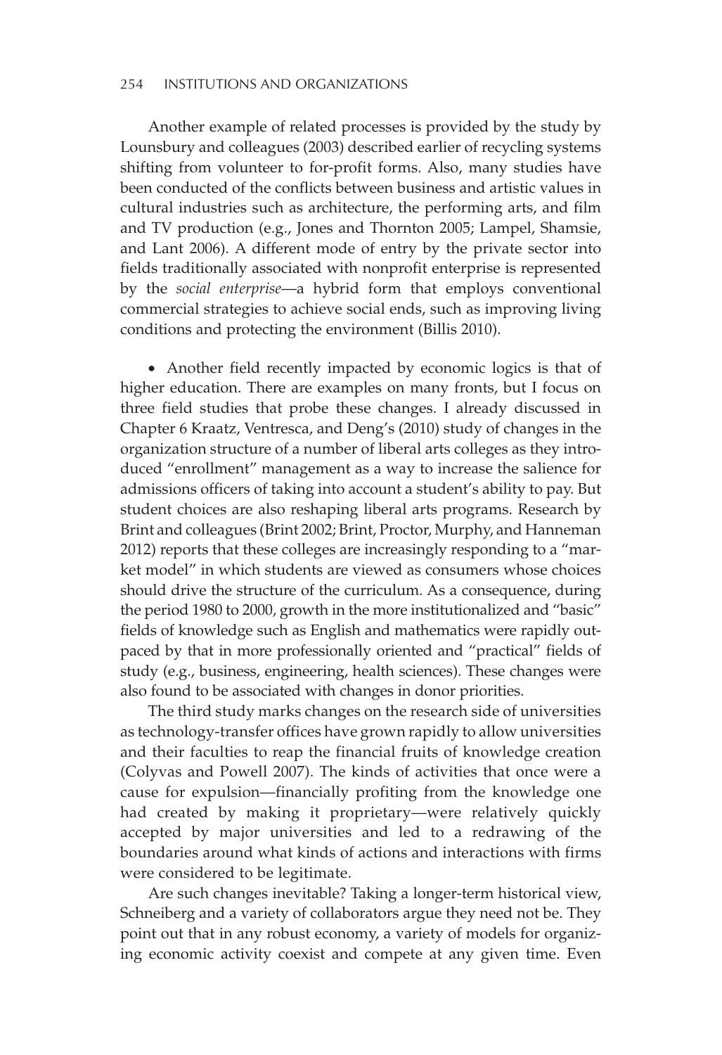Another example of related processes is provided by the study by Lounsbury and colleagues (2003) described earlier of recycling systems shifting from volunteer to for-profit forms. Also, many studies have been conducted of the conflicts between business and artistic values in cultural industries such as architecture, the performing arts, and film and TV production (e.g., Jones and Thornton 2005; Lampel, Shamsie, and Lant 2006). A different mode of entry by the private sector into fields traditionally associated with nonprofit enterprise is represented by the *social enterprise*—a hybrid form that employs conventional commercial strategies to achieve social ends, such as improving living conditions and protecting the environment (Billis 2010).

- Another field recently impacted by economic logics is that of higher education. There are examples on many fronts, but I focus on three field studies that probe these changes. I already discussed in Chapter 6 Kraatz, Ventresca, and Deng's (2010) study of changes in the organization structure of a number of liberal arts colleges as they introduced "enrollment" management as a way to increase the salience for admissions officers of taking into account a student's ability to pay. But student choices are also reshaping liberal arts programs. Research by Brint and colleagues (Brint 2002; Brint, Proctor, Murphy, and Hanneman 2012) reports that these colleges are increasingly responding to a "market model" in which students are viewed as consumers whose choices should drive the structure of the curriculum. As a consequence, during the period 1980 to 2000, growth in the more institutionalized and "basic" fields of knowledge such as English and mathematics were rapidly outpaced by that in more professionally oriented and "practical" fields of study (e.g., business, engineering, health sciences). These changes were also found to be associated with changes in donor priorities.

The third study marks changes on the research side of universities as technology-transfer offices have grown rapidly to allow universities and their faculties to reap the financial fruits of knowledge creation (Colyvas and Powell 2007). The kinds of activities that once were a cause for expulsion—financially profiting from the knowledge one had created by making it proprietary—were relatively quickly accepted by major universities and led to a redrawing of the boundaries around what kinds of actions and interactions with firms were considered to be legitimate.

Are such changes inevitable? Taking a longer-term historical view, Schneiberg and a variety of collaborators argue they need not be. They point out that in any robust economy, a variety of models for organizing economic activity coexist and compete at any given time. Even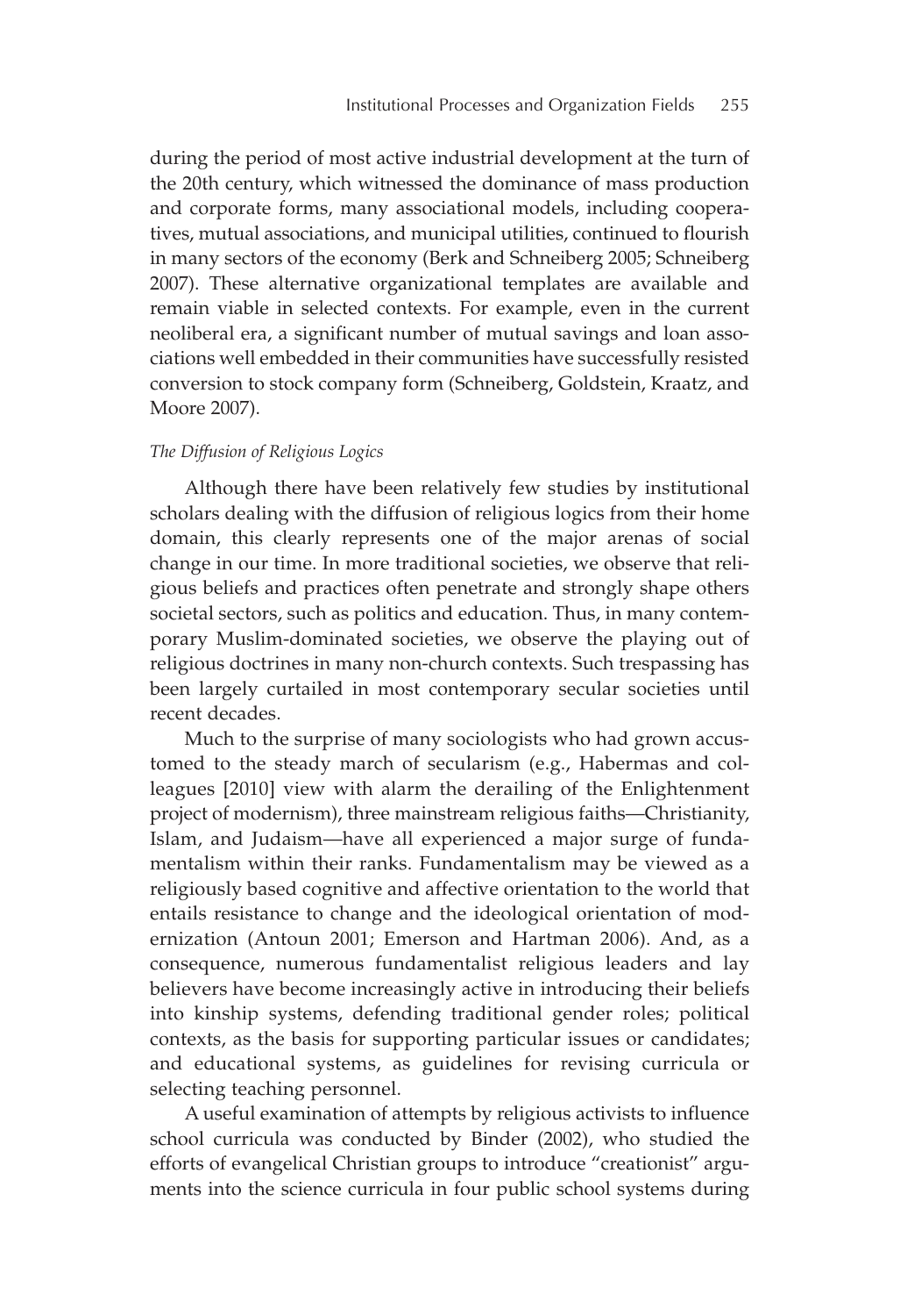during the period of most active industrial development at the turn of the 20th century, which witnessed the dominance of mass production and corporate forms, many associational models, including cooperatives, mutual associations, and municipal utilities, continued to flourish in many sectors of the economy (Berk and Schneiberg 2005; Schneiberg 2007). These alternative organizational templates are available and remain viable in selected contexts. For example, even in the current neoliberal era, a significant number of mutual savings and loan associations well embedded in their communities have successfully resisted conversion to stock company form (Schneiberg, Goldstein, Kraatz, and Moore 2007).

### *The Diffusion of Religious Logics*

Although there have been relatively few studies by institutional scholars dealing with the diffusion of religious logics from their home domain, this clearly represents one of the major arenas of social change in our time. In more traditional societies, we observe that religious beliefs and practices often penetrate and strongly shape others societal sectors, such as politics and education. Thus, in many contemporary Muslim-dominated societies, we observe the playing out of religious doctrines in many non-church contexts. Such trespassing has been largely curtailed in most contemporary secular societies until recent decades.

Much to the surprise of many sociologists who had grown accustomed to the steady march of secularism (e.g., Habermas and colleagues [2010] view with alarm the derailing of the Enlightenment project of modernism), three mainstream religious faiths—Christianity, Islam, and Judaism—have all experienced a major surge of fundamentalism within their ranks. Fundamentalism may be viewed as a religiously based cognitive and affective orientation to the world that entails resistance to change and the ideological orientation of modernization (Antoun 2001; Emerson and Hartman 2006). And, as a consequence, numerous fundamentalist religious leaders and lay believers have become increasingly active in introducing their beliefs into kinship systems, defending traditional gender roles; political contexts, as the basis for supporting particular issues or candidates; and educational systems, as guidelines for revising curricula or selecting teaching personnel.

A useful examination of attempts by religious activists to influence school curricula was conducted by Binder (2002), who studied the efforts of evangelical Christian groups to introduce "creationist" arguments into the science curricula in four public school systems during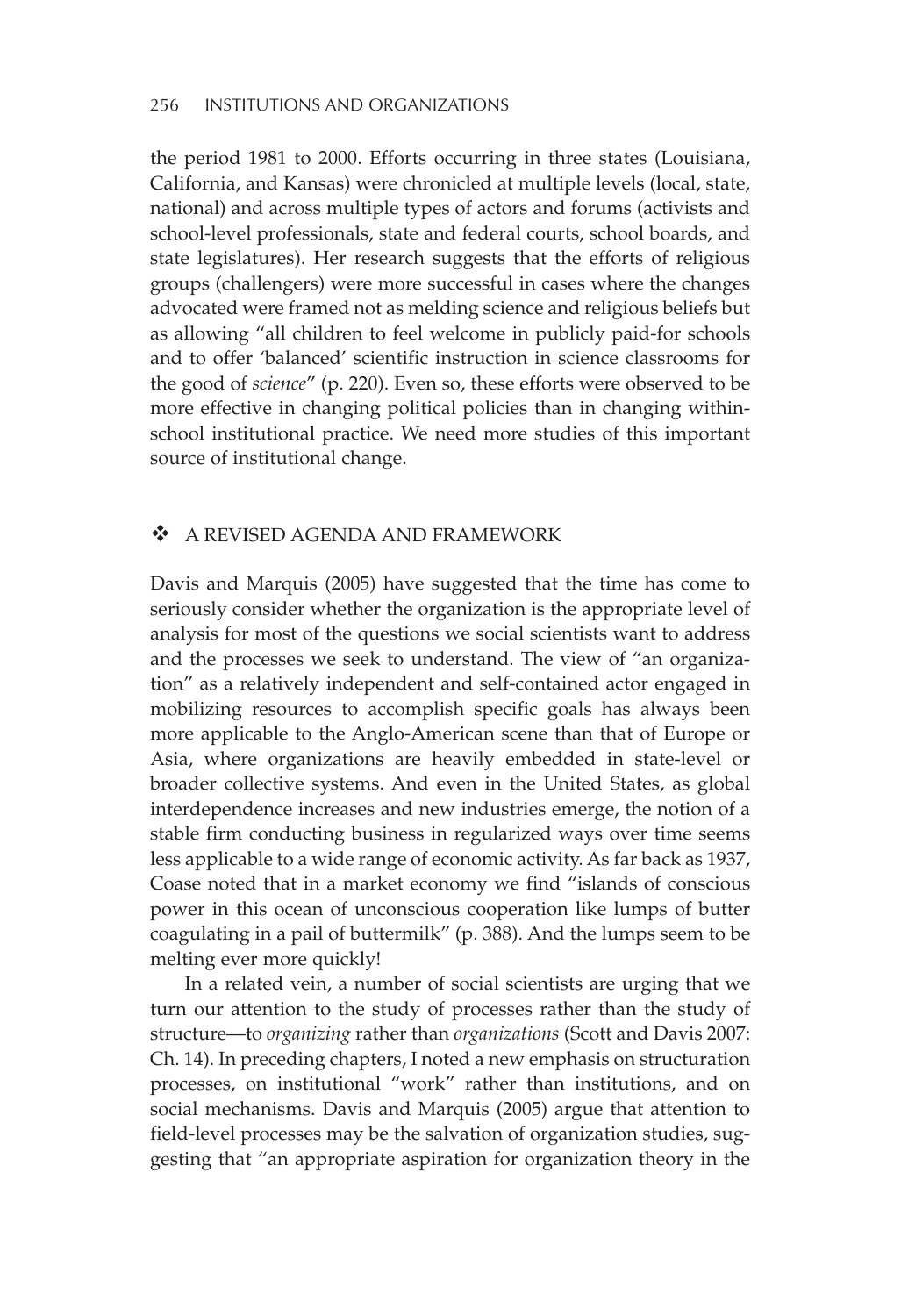the period 1981 to 2000. Efforts occurring in three states (Louisiana, California, and Kansas) were chronicled at multiple levels (local, state, national) and across multiple types of actors and forums (activists and school-level professionals, state and federal courts, school boards, and state legislatures). Her research suggests that the efforts of religious groups (challengers) were more successful in cases where the changes advocated were framed not as melding science and religious beliefs but as allowing "all children to feel welcome in publicly paid-for schools and to offer 'balanced' scientific instruction in science classrooms for the good of *science*" (p. 220). Even so, these efforts were observed to be more effective in changing political policies than in changing within-school institutional practice. We need more studies of this important source of institutional change.

## ❖ A REVISED AGENDA AND FRAMEWORK

Davis and Marquis (2005) have suggested that the time has come to seriously consider whether the organization is the appropriate level of analysis for most of the questions we social scientists want to address and the processes we seek to understand. The view of "an organization" as a relatively independent and self-contained actor engaged in mobilizing resources to accomplish specific goals has always been more applicable to the Anglo-American scene than that of Europe or Asia, where organizations are heavily embedded in state-level or broader collective systems. And even in the United States, as global interdependence increases and new industries emerge, the notion of a stable firm conducting business in regularized ways over time seems less applicable to a wide range of economic activity. As far back as 1937, Coase noted that in a market economy we find "islands of conscious power in this ocean of unconscious cooperation like lumps of butter coagulating in a pail of buttermilk" (p. 388). And the lumps seem to be melting ever more quickly!

In a related vein, a number of social scientists are urging that we turn our attention to the study of processes rather than the study of structure—to *organizing* rather than *organizations* (Scott and Davis 2007: Ch. 14). In preceding chapters, I noted a new emphasis on structuration processes, on institutional "work" rather than institutions, and on social mechanisms. Davis and Marquis (2005) argue that attention to field-level processes may be the salvation of organization studies, suggesting that "an appropriate aspiration for organization theory in the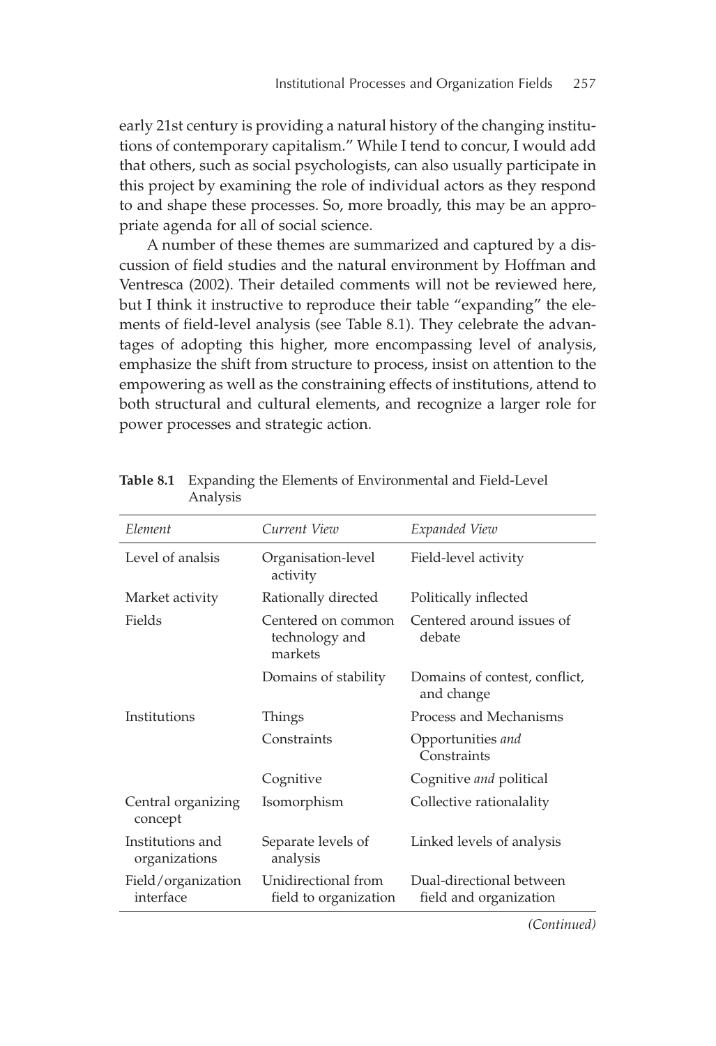early 21st century is providing a natural history of the changing institutions of contemporary capitalism." While I tend to concur, I would add that others, such as social psychologists, can also usually participate in this project by examining the role of individual actors as they respond to and shape these processes. So, more broadly, this may be an appropriate agenda for all of social science.

A number of these themes are summarized and captured by a discussion of field studies and the natural environment by Hoffman and Ventresca (2002). Their detailed comments will not be reviewed here, but I think it instructive to reproduce their table "expanding" the elements of field-level analysis (see Table 8.1). They celebrate the advantages of adopting this higher, more encompassing level of analysis, emphasize the shift from structure to process, insist on attention to the empowering as well as the constraining effects of institutions, attend to both structural and cultural elements, and recognize a larger role for power processes and strategic action.

**Table 8.1** Expanding the Elements of Environmental and Field-Level Analysis

| *Element* | *Current View* | *Expanded View* |
|---|---|---|
| Level of analsis | Organisation-level activity | Field-level activity |
| Market activity | Rationally directed | Politically inflected |
| Fields | Centered on common technology and markets | Centered around issues of debate |
| | Domains of stability | Domains of contest, conflict, and change |
| Institutions | Things | Process and Mechanisms |
| | Constraints | Opportunities *and* Constraints |
| | Cognitive | Cognitive *and* political |
| Central organizing concept | Isomorphism | Collective rationalality |
| Institutions and organizations | Separate levels of analysis | Linked levels of analysis |
| Field/organization interface | Unidirectional from field to organization | Dual-directional between field and organization |

*(Continued)*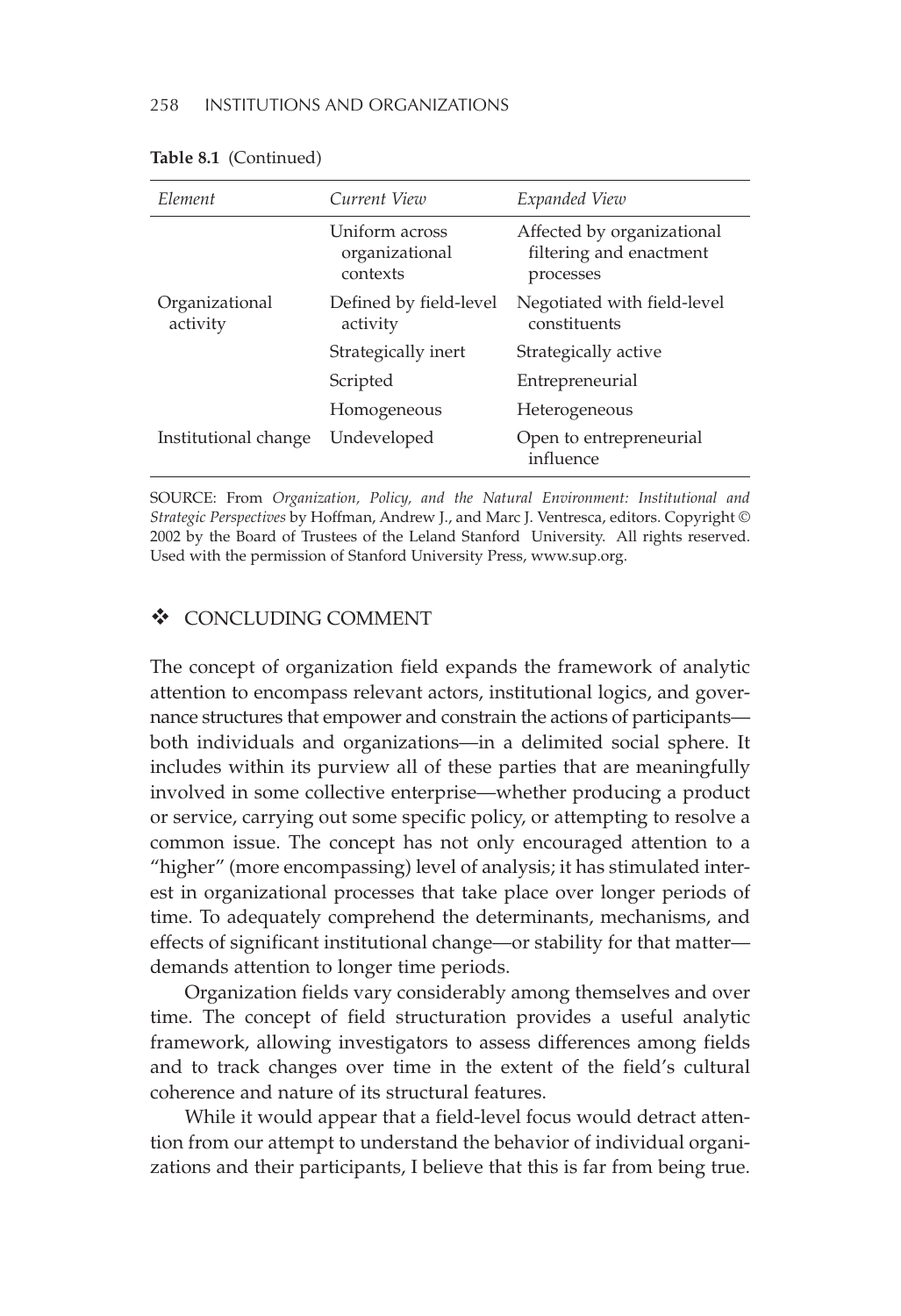**Table 8.1** (Continued)

| *Element* | *Current View* | *Expanded View* |
|---|---|---|
| | Uniform across organizational contexts | Affected by organizational filtering and enactment processes |
| Organizational activity | Defined by field-level activity | Negotiated with field-level constituents |
| | Strategically inert | Strategically active |
| | Scripted | Entrepreneurial |
| | Homogeneous | Heterogeneous |
| Institutional change | Undeveloped | Open to entrepreneurial influence |

SOURCE: From *Organization, Policy, and the Natural Environment: Institutional and Strategic Perspectives* by Hoffman, Andrew J., and Marc J. Ventresca, editors. Copyright © 2002 by the Board of Trustees of the Leland Stanford University. All rights reserved. Used with the permission of Stanford University Press, www.sup.org.

## ❖ CONCLUDING COMMENT

The concept of organization field expands the framework of analytic attention to encompass relevant actors, institutional logics, and governance structures that empower and constrain the actions of participants—both individuals and organizations—in a delimited social sphere. It includes within its purview all of these parties that are meaningfully involved in some collective enterprise—whether producing a product or service, carrying out some specific policy, or attempting to resolve a common issue. The concept has not only encouraged attention to a "higher" (more encompassing) level of analysis; it has stimulated interest in organizational processes that take place over longer periods of time. To adequately comprehend the determinants, mechanisms, and effects of significant institutional change—or stability for that matter—demands attention to longer time periods.

Organization fields vary considerably among themselves and over time. The concept of field structuration provides a useful analytic framework, allowing investigators to assess differences among fields and to track changes over time in the extent of the field's cultural coherence and nature of its structural features.

While it would appear that a field-level focus would detract attention from our attempt to understand the behavior of individual organizations and their participants, I believe that this is far from being true.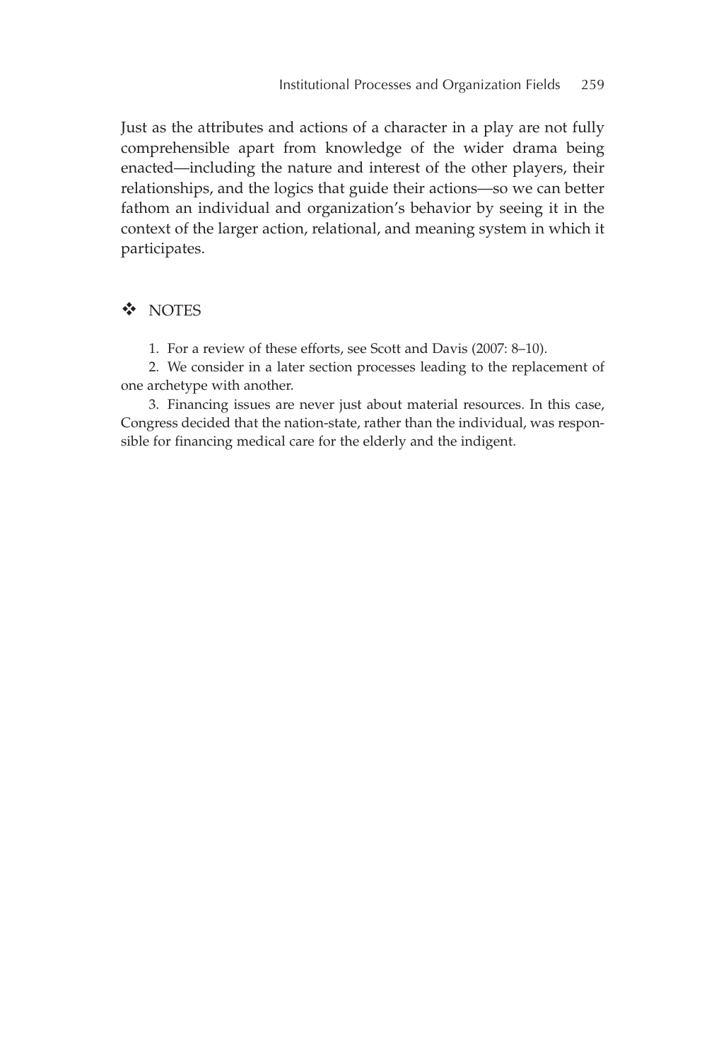Just as the attributes and actions of a character in a play are not fully comprehensible apart from knowledge of the wider drama being enacted—including the nature and interest of the other players, their relationships, and the logics that guide their actions—so we can better fathom an individual and organization's behavior by seeing it in the context of the larger action, relational, and meaning system in which it participates.

## ❖ NOTES

1. For a review of these efforts, see Scott and Davis (2007: 8–10).

2. We consider in a later section processes leading to the replacement of one archetype with another.

3. Financing issues are never just about material resources. In this case, Congress decided that the nation-state, rather than the individual, was responsible for financing medical care for the elderly and the indigent.